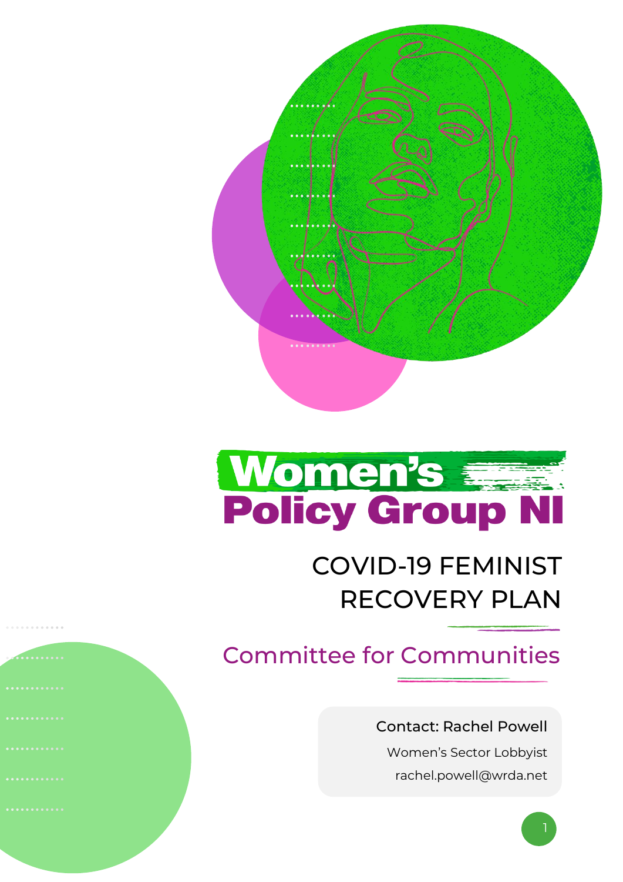# Women's Policy Group NI

## COVID-19 FEMINIST RECOVERY PLAN

## Committee for Communities

Contact: Rachel Powell

Women's Sector Lobbyist

rachel.powell@wrda.net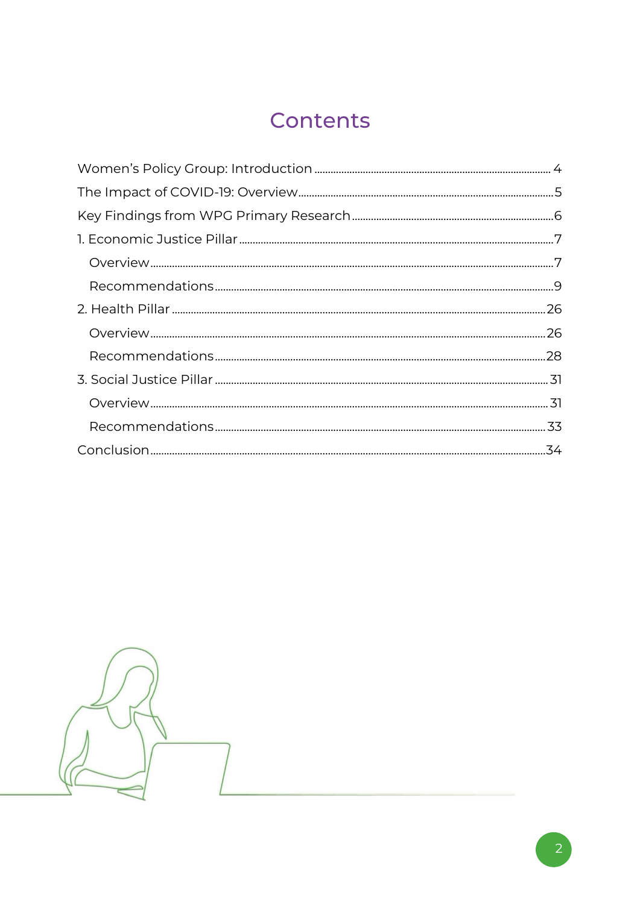# Contents

- Women's Policy Group: Introduction ........ 4
- The Impact of COVID-19: Overview ........ 5
- Key Findings from WPG Primary Research ........ 6
- 1. Economic Justice Pillar ........ 7
  - Overview ........ 7
  - Recommendations ........ 9
- 2. Health Pillar ........ 26
  - Overview ........ 26
  - Recommendations ........ 28
- 3. Social Justice Pillar ........ 31
  - Overview ........ 31
  - Recommendations ........ 33
- Conclusion ........ 34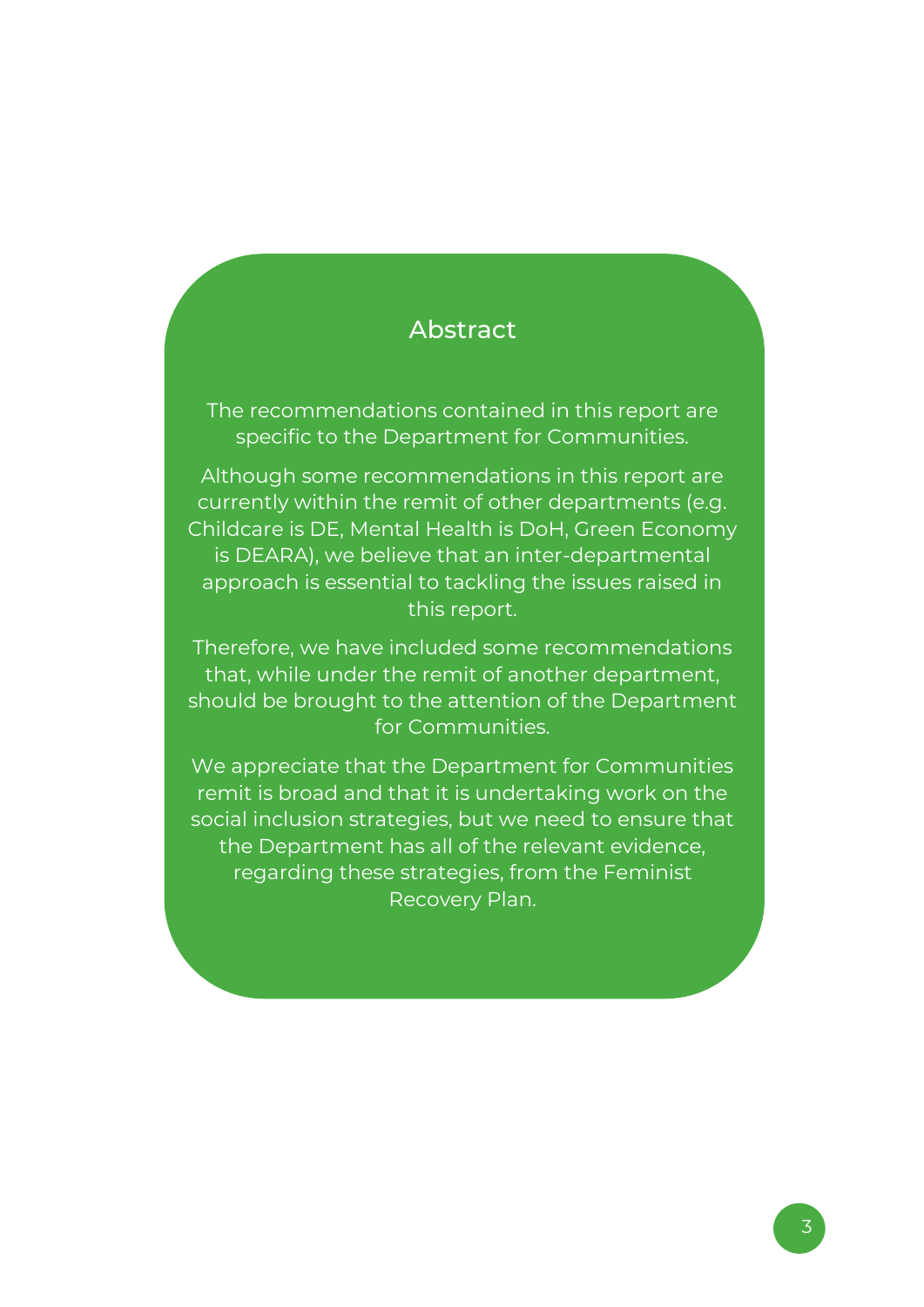## Abstract

The recommendations contained in this report are specific to the Department for Communities.

Although some recommendations in this report are currently within the remit of other departments (e.g. Childcare is DE, Mental Health is DoH, Green Economy is DEARA), we believe that an inter-departmental approach is essential to tackling the issues raised in this report.

Therefore, we have included some recommendations that, while under the remit of another department, should be brought to the attention of the Department for Communities.

We appreciate that the Department for Communities remit is broad and that it is undertaking work on the social inclusion strategies, but we need to ensure that the Department has all of the relevant evidence, regarding these strategies, from the Feminist Recovery Plan.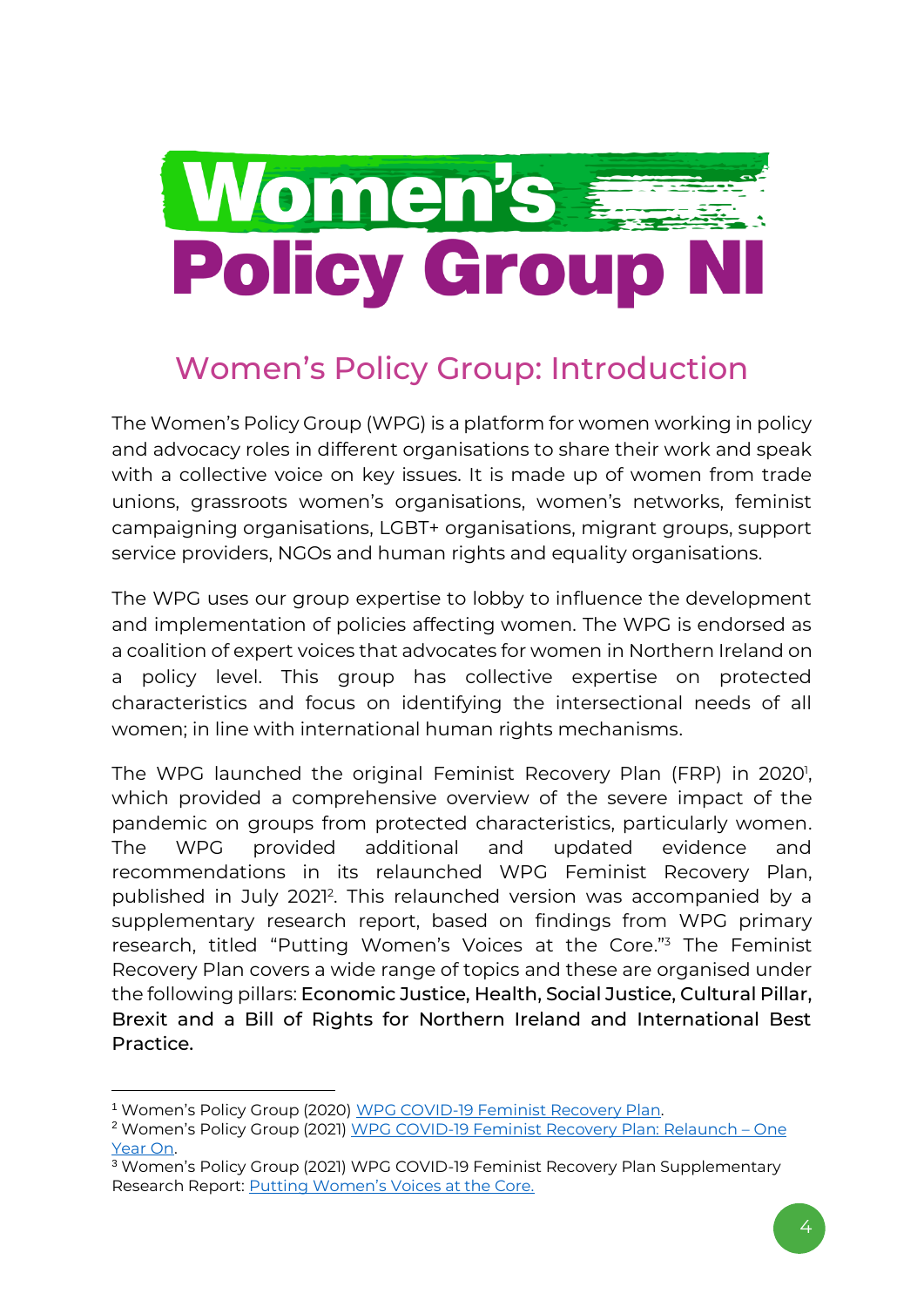# Women's Policy Group: Introduction

The Women's Policy Group (WPG) is a platform for women working in policy and advocacy roles in different organisations to share their work and speak with a collective voice on key issues. It is made up of women from trade unions, grassroots women's organisations, women's networks, feminist campaigning organisations, LGBT+ organisations, migrant groups, support service providers, NGOs and human rights and equality organisations.

The WPG uses our group expertise to lobby to influence the development and implementation of policies affecting women. The WPG is endorsed as a coalition of expert voices that advocates for women in Northern Ireland on a policy level. This group has collective expertise on protected characteristics and focus on identifying the intersectional needs of all women; in line with international human rights mechanisms.

The WPG launched the original Feminist Recovery Plan (FRP) in 2020[1], which provided a comprehensive overview of the severe impact of the pandemic on groups from protected characteristics, particularly women. The WPG provided additional and updated evidence and recommendations in its relaunched WPG Feminist Recovery Plan, published in July 2021[2]. This relaunched version was accompanied by a supplementary research report, based on findings from WPG primary research, titled "Putting Women's Voices at the Core."[3] The Feminist Recovery Plan covers a wide range of topics and these are organised under the following pillars: **Economic Justice, Health, Social Justice, Cultural Pillar, Brexit and a Bill of Rights for Northern Ireland and International Best Practice.**

---

[1] Women's Policy Group (2020) [WPG COVID-19 Feminist Recovery Plan](#).

[2] Women's Policy Group (2021) [WPG COVID-19 Feminist Recovery Plan: Relaunch – One Year On](#).

[3] Women's Policy Group (2021) WPG COVID-19 Feminist Recovery Plan Supplementary Research Report: [Putting Women's Voices at the Core.](#)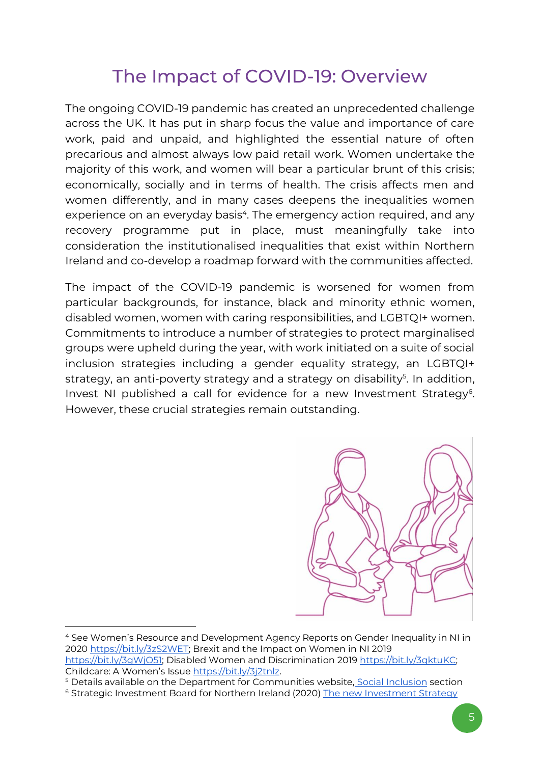# The Impact of COVID-19: Overview

The ongoing COVID-19 pandemic has created an unprecedented challenge across the UK. It has put in sharp focus the value and importance of care work, paid and unpaid, and highlighted the essential nature of often precarious and almost always low paid retail work. Women undertake the majority of this work, and women will bear a particular brunt of this crisis; economically, socially and in terms of health. The crisis affects men and women differently, and in many cases deepens the inequalities women experience on an everyday basis[4]. The emergency action required, and any recovery programme put in place, must meaningfully take into consideration the institutionalised inequalities that exist within Northern Ireland and co-develop a roadmap forward with the communities affected.

The impact of the COVID-19 pandemic is worsened for women from particular backgrounds, for instance, black and minority ethnic women, disabled women, women with caring responsibilities, and LGBTQI+ women. Commitments to introduce a number of strategies to protect marginalised groups were upheld during the year, with work initiated on a suite of social inclusion strategies including a gender equality strategy, an LGBTQI+ strategy, an anti-poverty strategy and a strategy on disability[5]. In addition, Invest NI published a call for evidence for a new Investment Strategy[6]. However, these crucial strategies remain outstanding.

---

[4] See Women's Resource and Development Agency Reports on Gender Inequality in NI in 2020 https://bit.ly/3zS2WET; Brexit and the Impact on Women in NI 2019 https://bit.ly/3gWjO51; Disabled Women and Discrimination 2019 https://bit.ly/3qktuKC; Childcare: A Women's Issue https://bit.ly/3j2tnlz.

[5] Details available on the Department for Communities website, Social Inclusion section

[6] Strategic Investment Board for Northern Ireland (2020) The new Investment Strategy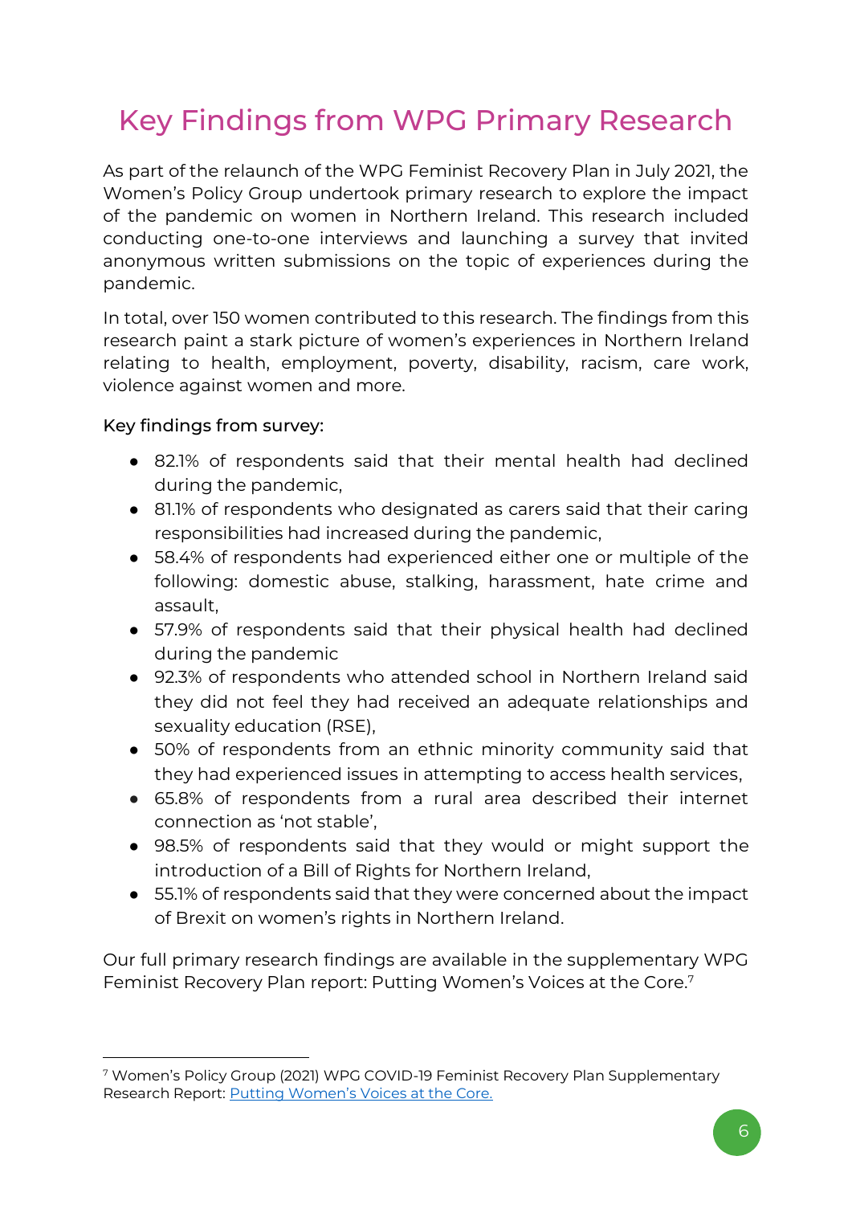# Key Findings from WPG Primary Research

As part of the relaunch of the WPG Feminist Recovery Plan in July 2021, the Women's Policy Group undertook primary research to explore the impact of the pandemic on women in Northern Ireland. This research included conducting one-to-one interviews and launching a survey that invited anonymous written submissions on the topic of experiences during the pandemic.

In total, over 150 women contributed to this research. The findings from this research paint a stark picture of women's experiences in Northern Ireland relating to health, employment, poverty, disability, racism, care work, violence against women and more.

Key findings from survey:

- 82.1% of respondents said that their mental health had declined during the pandemic,
- 81.1% of respondents who designated as carers said that their caring responsibilities had increased during the pandemic,
- 58.4% of respondents had experienced either one or multiple of the following: domestic abuse, stalking, harassment, hate crime and assault,
- 57.9% of respondents said that their physical health had declined during the pandemic
- 92.3% of respondents who attended school in Northern Ireland said they did not feel they had received an adequate relationships and sexuality education (RSE),
- 50% of respondents from an ethnic minority community said that they had experienced issues in attempting to access health services,
- 65.8% of respondents from a rural area described their internet connection as 'not stable',
- 98.5% of respondents said that they would or might support the introduction of a Bill of Rights for Northern Ireland,
- 55.1% of respondents said that they were concerned about the impact of Brexit on women's rights in Northern Ireland.

Our full primary research findings are available in the supplementary WPG Feminist Recovery Plan report: Putting Women's Voices at the Core.[7]

[7] Women's Policy Group (2021) WPG COVID-19 Feminist Recovery Plan Supplementary Research Report: Putting Women's Voices at the Core.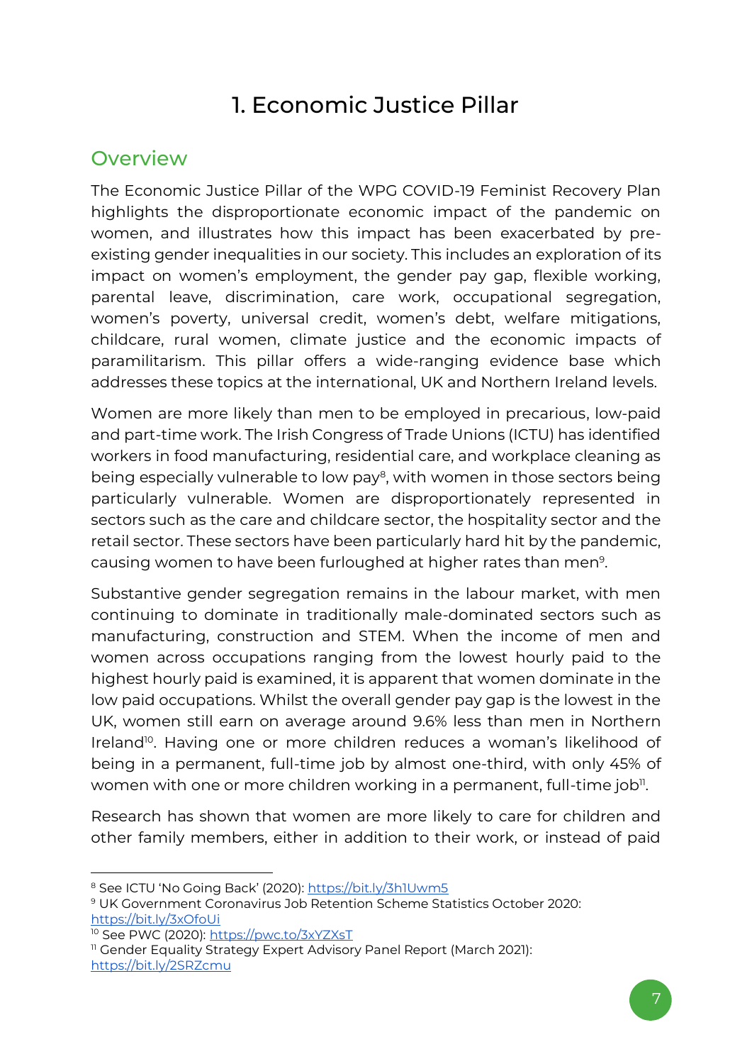# 1. Economic Justice Pillar

## Overview

The Economic Justice Pillar of the WPG COVID-19 Feminist Recovery Plan highlights the disproportionate economic impact of the pandemic on women, and illustrates how this impact has been exacerbated by pre-existing gender inequalities in our society. This includes an exploration of its impact on women's employment, the gender pay gap, flexible working, parental leave, discrimination, care work, occupational segregation, women's poverty, universal credit, women's debt, welfare mitigations, childcare, rural women, climate justice and the economic impacts of paramilitarism. This pillar offers a wide-ranging evidence base which addresses these topics at the international, UK and Northern Ireland levels.

Women are more likely than men to be employed in precarious, low-paid and part-time work. The Irish Congress of Trade Unions (ICTU) has identified workers in food manufacturing, residential care, and workplace cleaning as being especially vulnerable to low pay[8], with women in those sectors being particularly vulnerable. Women are disproportionately represented in sectors such as the care and childcare sector, the hospitality sector and the retail sector. These sectors have been particularly hard hit by the pandemic, causing women to have been furloughed at higher rates than men[9].

Substantive gender segregation remains in the labour market, with men continuing to dominate in traditionally male-dominated sectors such as manufacturing, construction and STEM. When the income of men and women across occupations ranging from the lowest hourly paid to the highest hourly paid is examined, it is apparent that women dominate in the low paid occupations. Whilst the overall gender pay gap is the lowest in the UK, women still earn on average around 9.6% less than men in Northern Ireland[10]. Having one or more children reduces a woman's likelihood of being in a permanent, full-time job by almost one-third, with only 45% of women with one or more children working in a permanent, full-time job[11].

Research has shown that women are more likely to care for children and other family members, either in addition to their work, or instead of paid

---

[8] See ICTU 'No Going Back' (2020): https://bit.ly/3h1Uwm5

[9] UK Government Coronavirus Job Retention Scheme Statistics October 2020: https://bit.ly/3xOfoUi

[10] See PWC (2020): https://pwc.to/3xYZXsT

[11] Gender Equality Strategy Expert Advisory Panel Report (March 2021): https://bit.ly/2SRZcmu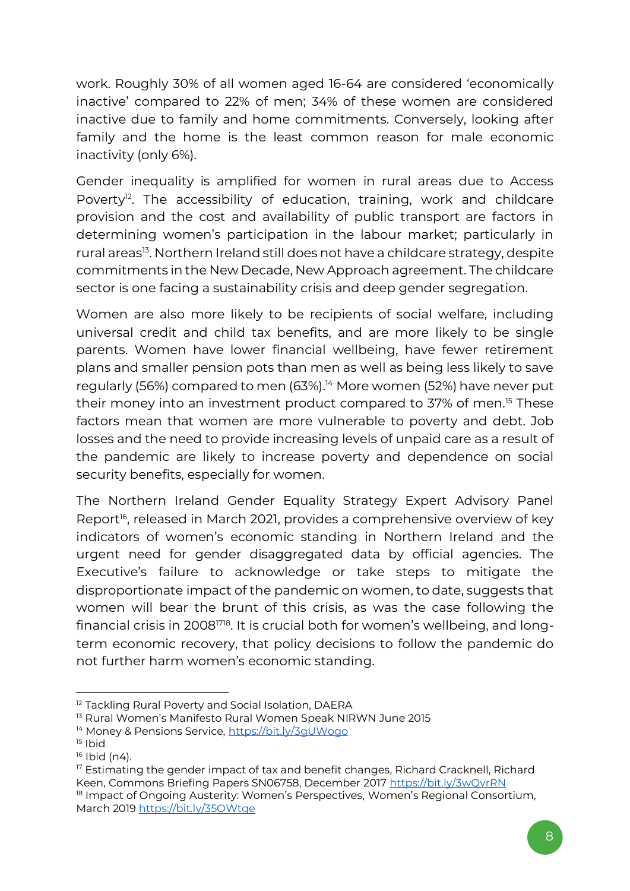work. Roughly 30% of all women aged 16-64 are considered 'economically inactive' compared to 22% of men; 34% of these women are considered inactive due to family and home commitments. Conversely, looking after family and the home is the least common reason for male economic inactivity (only 6%).

Gender inequality is amplified for women in rural areas due to Access Poverty[12]. The accessibility of education, training, work and childcare provision and the cost and availability of public transport are factors in determining women's participation in the labour market; particularly in rural areas[13]. Northern Ireland still does not have a childcare strategy, despite commitments in the New Decade, New Approach agreement. The childcare sector is one facing a sustainability crisis and deep gender segregation.

Women are also more likely to be recipients of social welfare, including universal credit and child tax benefits, and are more likely to be single parents. Women have lower financial wellbeing, have fewer retirement plans and smaller pension pots than men as well as being less likely to save regularly (56%) compared to men (63%).[14] More women (52%) have never put their money into an investment product compared to 37% of men.[15] These factors mean that women are more vulnerable to poverty and debt. Job losses and the need to provide increasing levels of unpaid care as a result of the pandemic are likely to increase poverty and dependence on social security benefits, especially for women.

The Northern Ireland Gender Equality Strategy Expert Advisory Panel Report[16], released in March 2021, provides a comprehensive overview of key indicators of women's economic standing in Northern Ireland and the urgent need for gender disaggregated data by official agencies. The Executive's failure to acknowledge or take steps to mitigate the disproportionate impact of the pandemic on women, to date, suggests that women will bear the brunt of this crisis, as was the case following the financial crisis in 2008[17][18]. It is crucial both for women's wellbeing, and long-term economic recovery, that policy decisions to follow the pandemic do not further harm women's economic standing.

---

[12] Tackling Rural Poverty and Social Isolation, DAERA

[13] Rural Women's Manifesto Rural Women Speak NIRWN June 2015

[14] Money & Pensions Service, https://bit.ly/3gUWogo

[15] Ibid

[16] Ibid (n4).

[17] Estimating the gender impact of tax and benefit changes, Richard Cracknell, Richard Keen, Commons Briefing Papers SN06758, December 2017 https://bit.ly/3wQvrRN

[18] Impact of Ongoing Austerity: Women's Perspectives, Women's Regional Consortium, March 2019 https://bit.ly/35OWtge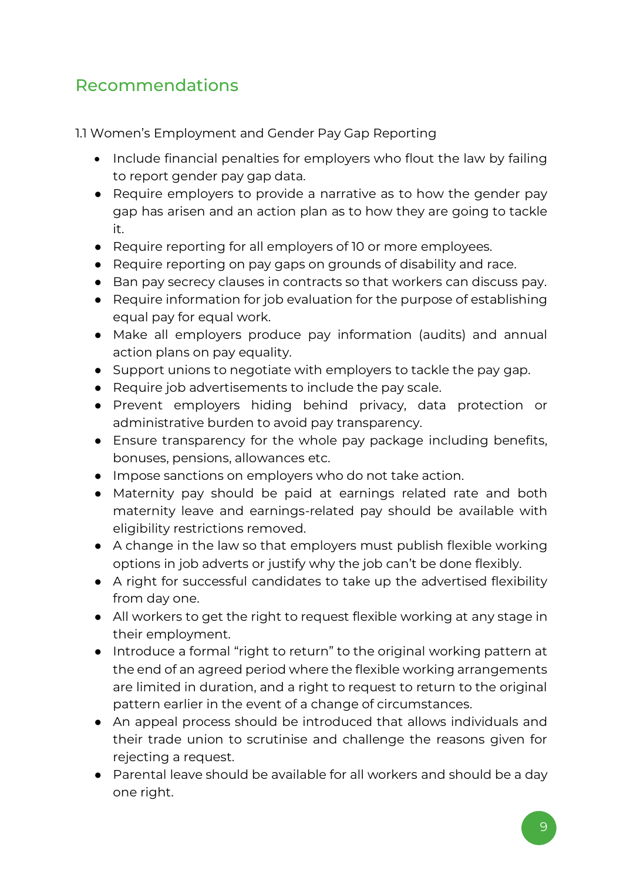## Recommendations

1.1 Women's Employment and Gender Pay Gap Reporting

- Include financial penalties for employers who flout the law by failing to report gender pay gap data.
- Require employers to provide a narrative as to how the gender pay gap has arisen and an action plan as to how they are going to tackle it.
- Require reporting for all employers of 10 or more employees.
- Require reporting on pay gaps on grounds of disability and race.
- Ban pay secrecy clauses in contracts so that workers can discuss pay.
- Require information for job evaluation for the purpose of establishing equal pay for equal work.
- Make all employers produce pay information (audits) and annual action plans on pay equality.
- Support unions to negotiate with employers to tackle the pay gap.
- Require job advertisements to include the pay scale.
- Prevent employers hiding behind privacy, data protection or administrative burden to avoid pay transparency.
- Ensure transparency for the whole pay package including benefits, bonuses, pensions, allowances etc.
- Impose sanctions on employers who do not take action.
- Maternity pay should be paid at earnings related rate and both maternity leave and earnings-related pay should be available with eligibility restrictions removed.
- A change in the law so that employers must publish flexible working options in job adverts or justify why the job can't be done flexibly.
- A right for successful candidates to take up the advertised flexibility from day one.
- All workers to get the right to request flexible working at any stage in their employment.
- Introduce a formal "right to return" to the original working pattern at the end of an agreed period where the flexible working arrangements are limited in duration, and a right to request to return to the original pattern earlier in the event of a change of circumstances.
- An appeal process should be introduced that allows individuals and their trade union to scrutinise and challenge the reasons given for rejecting a request.
- Parental leave should be available for all workers and should be a day one right.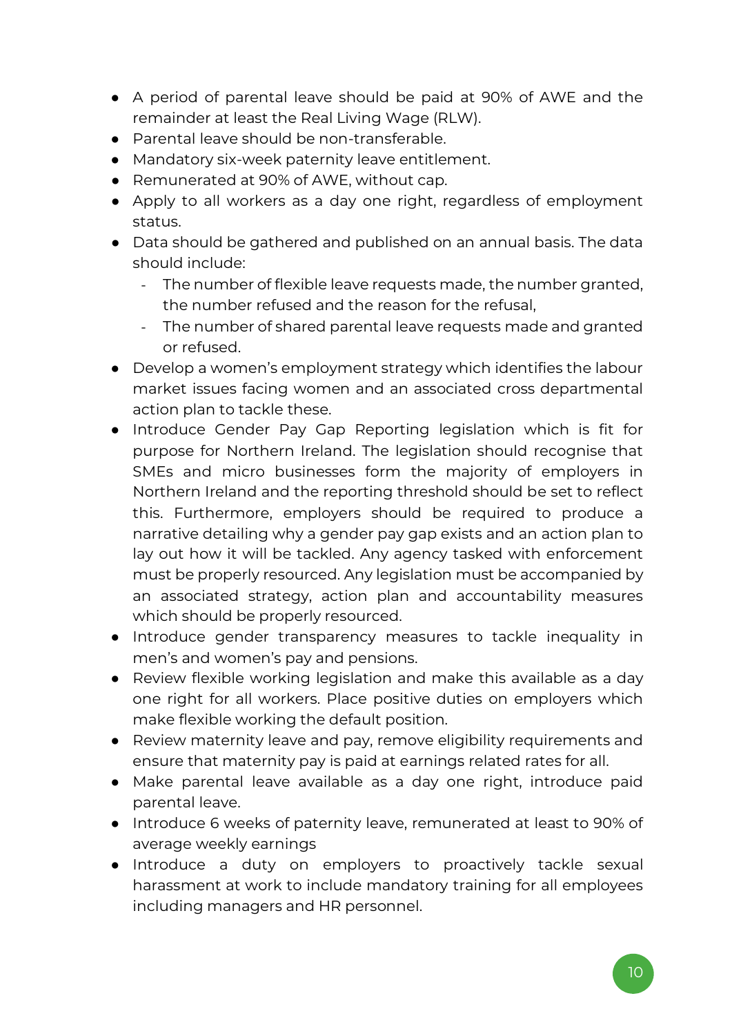- A period of parental leave should be paid at 90% of AWE and the remainder at least the Real Living Wage (RLW).
- Parental leave should be non-transferable.
- Mandatory six-week paternity leave entitlement.
- Remunerated at 90% of AWE, without cap.
- Apply to all workers as a day one right, regardless of employment status.
- Data should be gathered and published on an annual basis. The data should include:
  - The number of flexible leave requests made, the number granted, the number refused and the reason for the refusal,
  - The number of shared parental leave requests made and granted or refused.
- Develop a women's employment strategy which identifies the labour market issues facing women and an associated cross departmental action plan to tackle these.
- Introduce Gender Pay Gap Reporting legislation which is fit for purpose for Northern Ireland. The legislation should recognise that SMEs and micro businesses form the majority of employers in Northern Ireland and the reporting threshold should be set to reflect this. Furthermore, employers should be required to produce a narrative detailing why a gender pay gap exists and an action plan to lay out how it will be tackled. Any agency tasked with enforcement must be properly resourced. Any legislation must be accompanied by an associated strategy, action plan and accountability measures which should be properly resourced.
- Introduce gender transparency measures to tackle inequality in men's and women's pay and pensions.
- Review flexible working legislation and make this available as a day one right for all workers. Place positive duties on employers which make flexible working the default position.
- Review maternity leave and pay, remove eligibility requirements and ensure that maternity pay is paid at earnings related rates for all.
- Make parental leave available as a day one right, introduce paid parental leave.
- Introduce 6 weeks of paternity leave, remunerated at least to 90% of average weekly earnings
- Introduce a duty on employers to proactively tackle sexual harassment at work to include mandatory training for all employees including managers and HR personnel.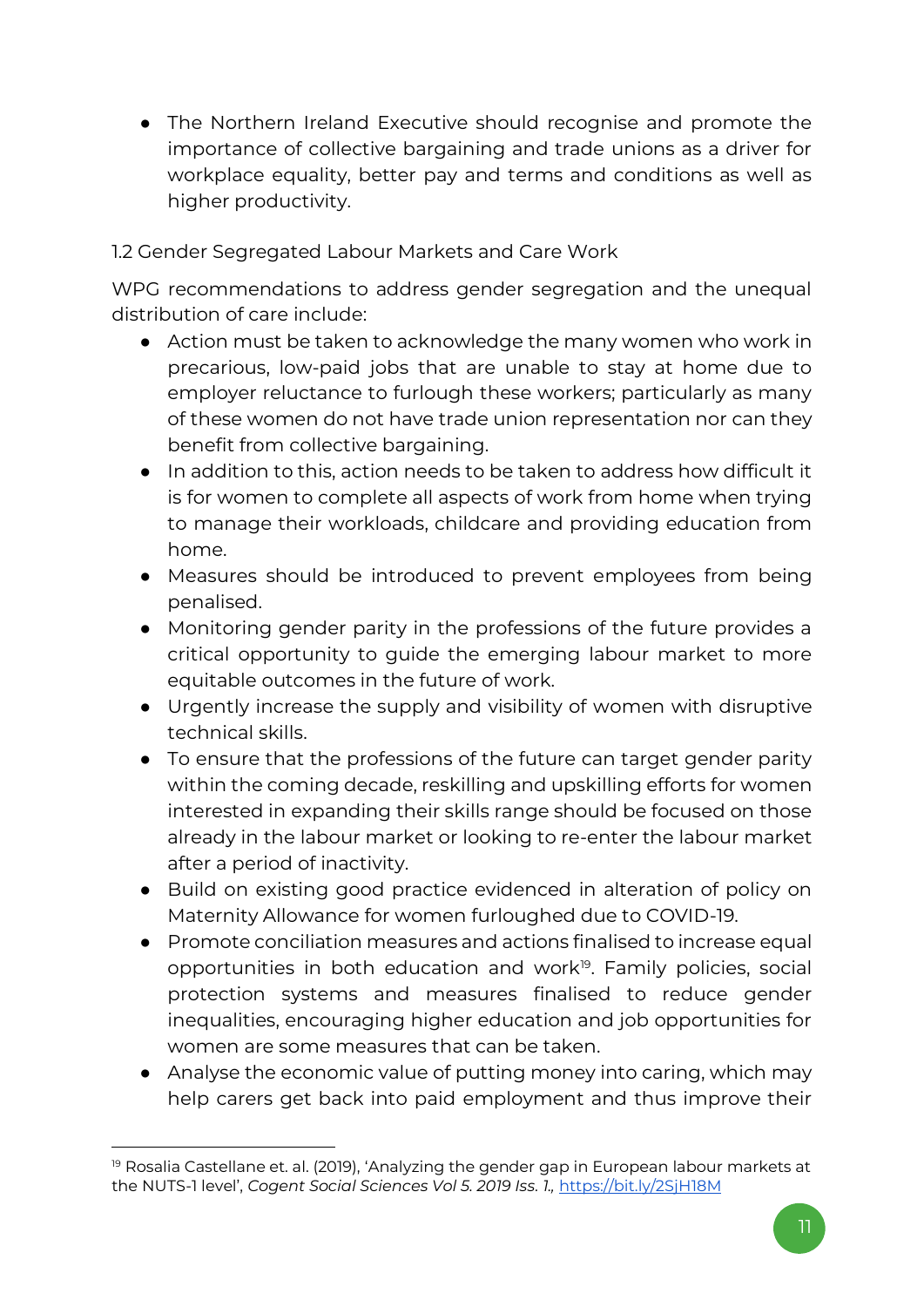- The Northern Ireland Executive should recognise and promote the importance of collective bargaining and trade unions as a driver for workplace equality, better pay and terms and conditions as well as higher productivity.

### 1.2 Gender Segregated Labour Markets and Care Work

WPG recommendations to address gender segregation and the unequal distribution of care include:

- Action must be taken to acknowledge the many women who work in precarious, low-paid jobs that are unable to stay at home due to employer reluctance to furlough these workers; particularly as many of these women do not have trade union representation nor can they benefit from collective bargaining.
- In addition to this, action needs to be taken to address how difficult it is for women to complete all aspects of work from home when trying to manage their workloads, childcare and providing education from home.
- Measures should be introduced to prevent employees from being penalised.
- Monitoring gender parity in the professions of the future provides a critical opportunity to guide the emerging labour market to more equitable outcomes in the future of work.
- Urgently increase the supply and visibility of women with disruptive technical skills.
- To ensure that the professions of the future can target gender parity within the coming decade, reskilling and upskilling efforts for women interested in expanding their skills range should be focused on those already in the labour market or looking to re-enter the labour market after a period of inactivity.
- Build on existing good practice evidenced in alteration of policy on Maternity Allowance for women furloughed due to COVID-19.
- Promote conciliation measures and actions finalised to increase equal opportunities in both education and work[19]. Family policies, social protection systems and measures finalised to reduce gender inequalities, encouraging higher education and job opportunities for women are some measures that can be taken.
- Analyse the economic value of putting money into caring, which may help carers get back into paid employment and thus improve their

[19] Rosalia Castellane et. al. (2019), 'Analyzing the gender gap in European labour markets at the NUTS-1 level', *Cogent Social Sciences Vol 5. 2019 Iss. 1.,* https://bit.ly/2SjH18M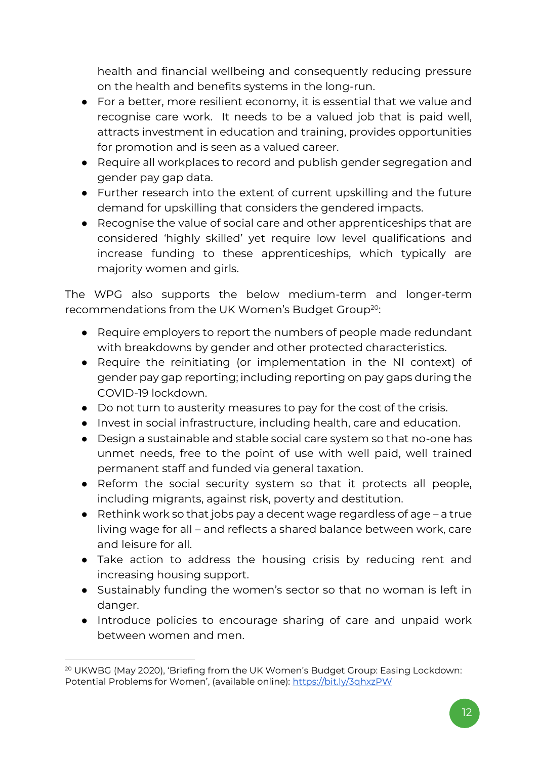health and financial wellbeing and consequently reducing pressure on the health and benefits systems in the long-run.

- For a better, more resilient economy, it is essential that we value and recognise care work. It needs to be a valued job that is paid well, attracts investment in education and training, provides opportunities for promotion and is seen as a valued career.
- Require all workplaces to record and publish gender segregation and gender pay gap data.
- Further research into the extent of current upskilling and the future demand for upskilling that considers the gendered impacts.
- Recognise the value of social care and other apprenticeships that are considered 'highly skilled' yet require low level qualifications and increase funding to these apprenticeships, which typically are majority women and girls.

The WPG also supports the below medium-term and longer-term recommendations from the UK Women's Budget Group[20]:

- Require employers to report the numbers of people made redundant with breakdowns by gender and other protected characteristics.
- Require the reinitiating (or implementation in the NI context) of gender pay gap reporting; including reporting on pay gaps during the COVID-19 lockdown.
- Do not turn to austerity measures to pay for the cost of the crisis.
- Invest in social infrastructure, including health, care and education.
- Design a sustainable and stable social care system so that no-one has unmet needs, free to the point of use with well paid, well trained permanent staff and funded via general taxation.
- Reform the social security system so that it protects all people, including migrants, against risk, poverty and destitution.
- Rethink work so that jobs pay a decent wage regardless of age – a true living wage for all – and reflects a shared balance between work, care and leisure for all.
- Take action to address the housing crisis by reducing rent and increasing housing support.
- Sustainably funding the women's sector so that no woman is left in danger.
- Introduce policies to encourage sharing of care and unpaid work between women and men.

---

[20] UKWBG (May 2020), 'Briefing from the UK Women's Budget Group: Easing Lockdown: Potential Problems for Women', (available online): https://bit.ly/3qhxzPW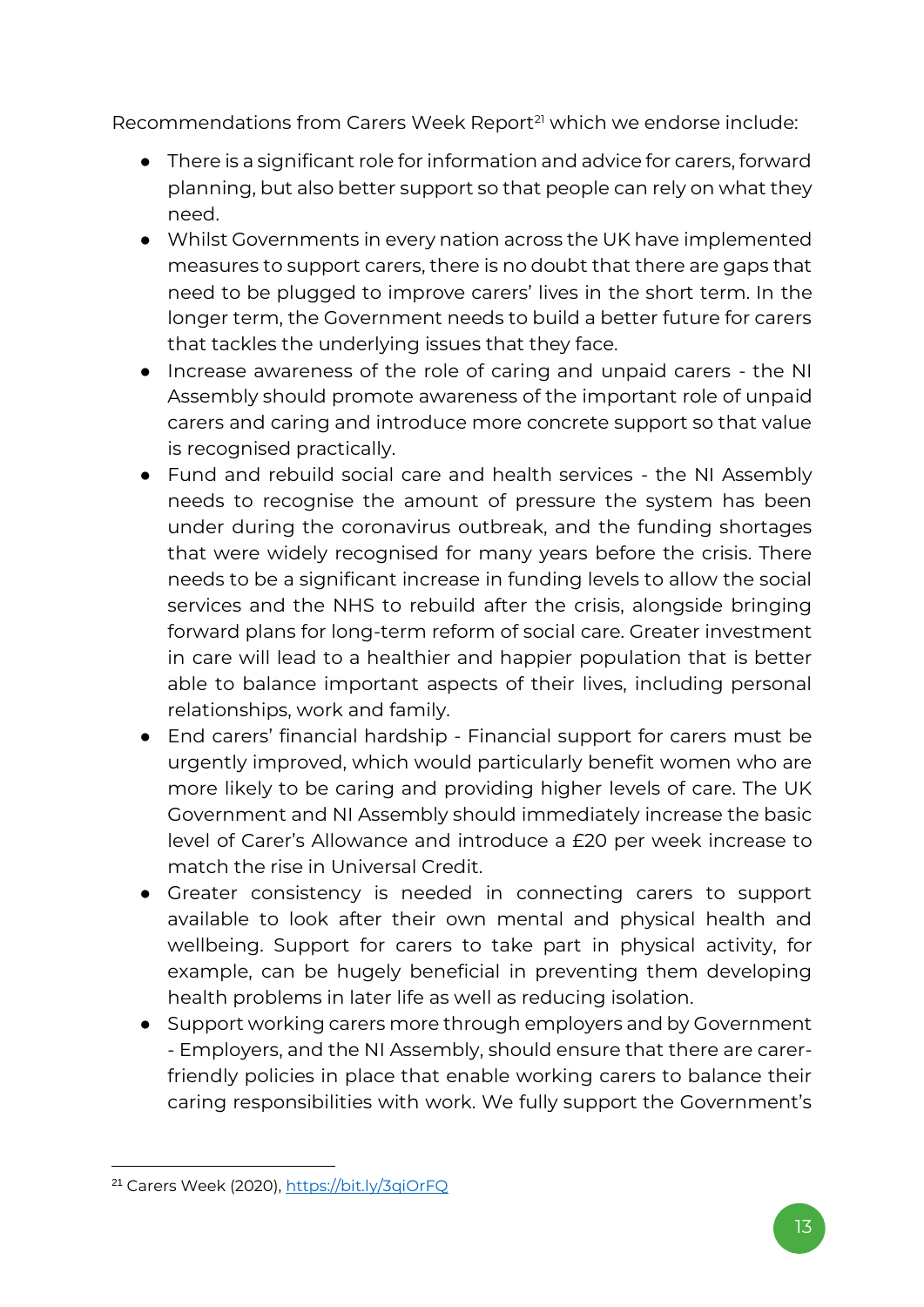Recommendations from Carers Week Report[21] which we endorse include:

- There is a significant role for information and advice for carers, forward planning, but also better support so that people can rely on what they need.
- Whilst Governments in every nation across the UK have implemented measures to support carers, there is no doubt that there are gaps that need to be plugged to improve carers' lives in the short term. In the longer term, the Government needs to build a better future for carers that tackles the underlying issues that they face.
- Increase awareness of the role of caring and unpaid carers - the NI Assembly should promote awareness of the important role of unpaid carers and caring and introduce more concrete support so that value is recognised practically.
- Fund and rebuild social care and health services - the NI Assembly needs to recognise the amount of pressure the system has been under during the coronavirus outbreak, and the funding shortages that were widely recognised for many years before the crisis. There needs to be a significant increase in funding levels to allow the social services and the NHS to rebuild after the crisis, alongside bringing forward plans for long-term reform of social care. Greater investment in care will lead to a healthier and happier population that is better able to balance important aspects of their lives, including personal relationships, work and family.
- End carers' financial hardship - Financial support for carers must be urgently improved, which would particularly benefit women who are more likely to be caring and providing higher levels of care. The UK Government and NI Assembly should immediately increase the basic level of Carer's Allowance and introduce a £20 per week increase to match the rise in Universal Credit.
- Greater consistency is needed in connecting carers to support available to look after their own mental and physical health and wellbeing. Support for carers to take part in physical activity, for example, can be hugely beneficial in preventing them developing health problems in later life as well as reducing isolation.
- Support working carers more through employers and by Government - Employers, and the NI Assembly, should ensure that there are carer-friendly policies in place that enable working carers to balance their caring responsibilities with work. We fully support the Government's

---

[21] Carers Week (2020), https://bit.ly/3qiOrFQ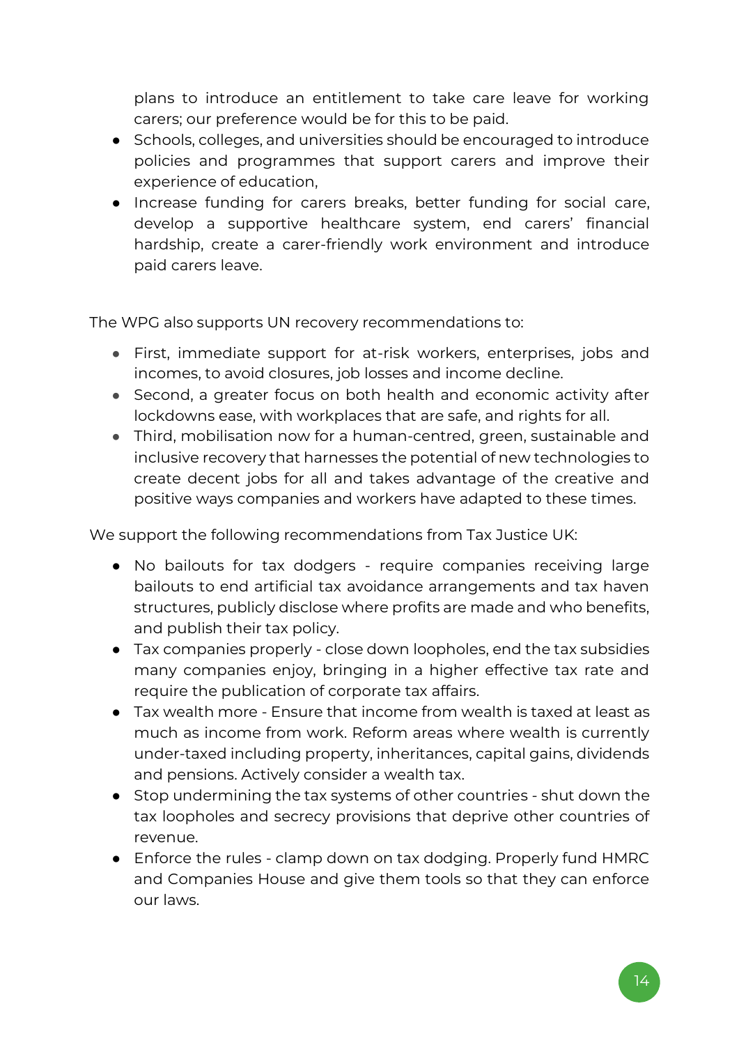plans to introduce an entitlement to take care leave for working carers; our preference would be for this to be paid.

- Schools, colleges, and universities should be encouraged to introduce policies and programmes that support carers and improve their experience of education,
- Increase funding for carers breaks, better funding for social care, develop a supportive healthcare system, end carers' financial hardship, create a carer-friendly work environment and introduce paid carers leave.

The WPG also supports UN recovery recommendations to:

- First, immediate support for at-risk workers, enterprises, jobs and incomes, to avoid closures, job losses and income decline.
- Second, a greater focus on both health and economic activity after lockdowns ease, with workplaces that are safe, and rights for all.
- Third, mobilisation now for a human-centred, green, sustainable and inclusive recovery that harnesses the potential of new technologies to create decent jobs for all and takes advantage of the creative and positive ways companies and workers have adapted to these times.

We support the following recommendations from Tax Justice UK:

- No bailouts for tax dodgers - require companies receiving large bailouts to end artificial tax avoidance arrangements and tax haven structures, publicly disclose where profits are made and who benefits, and publish their tax policy.
- Tax companies properly - close down loopholes, end the tax subsidies many companies enjoy, bringing in a higher effective tax rate and require the publication of corporate tax affairs.
- Tax wealth more - Ensure that income from wealth is taxed at least as much as income from work. Reform areas where wealth is currently under-taxed including property, inheritances, capital gains, dividends and pensions. Actively consider a wealth tax.
- Stop undermining the tax systems of other countries - shut down the tax loopholes and secrecy provisions that deprive other countries of revenue.
- Enforce the rules - clamp down on tax dodging. Properly fund HMRC and Companies House and give them tools so that they can enforce our laws.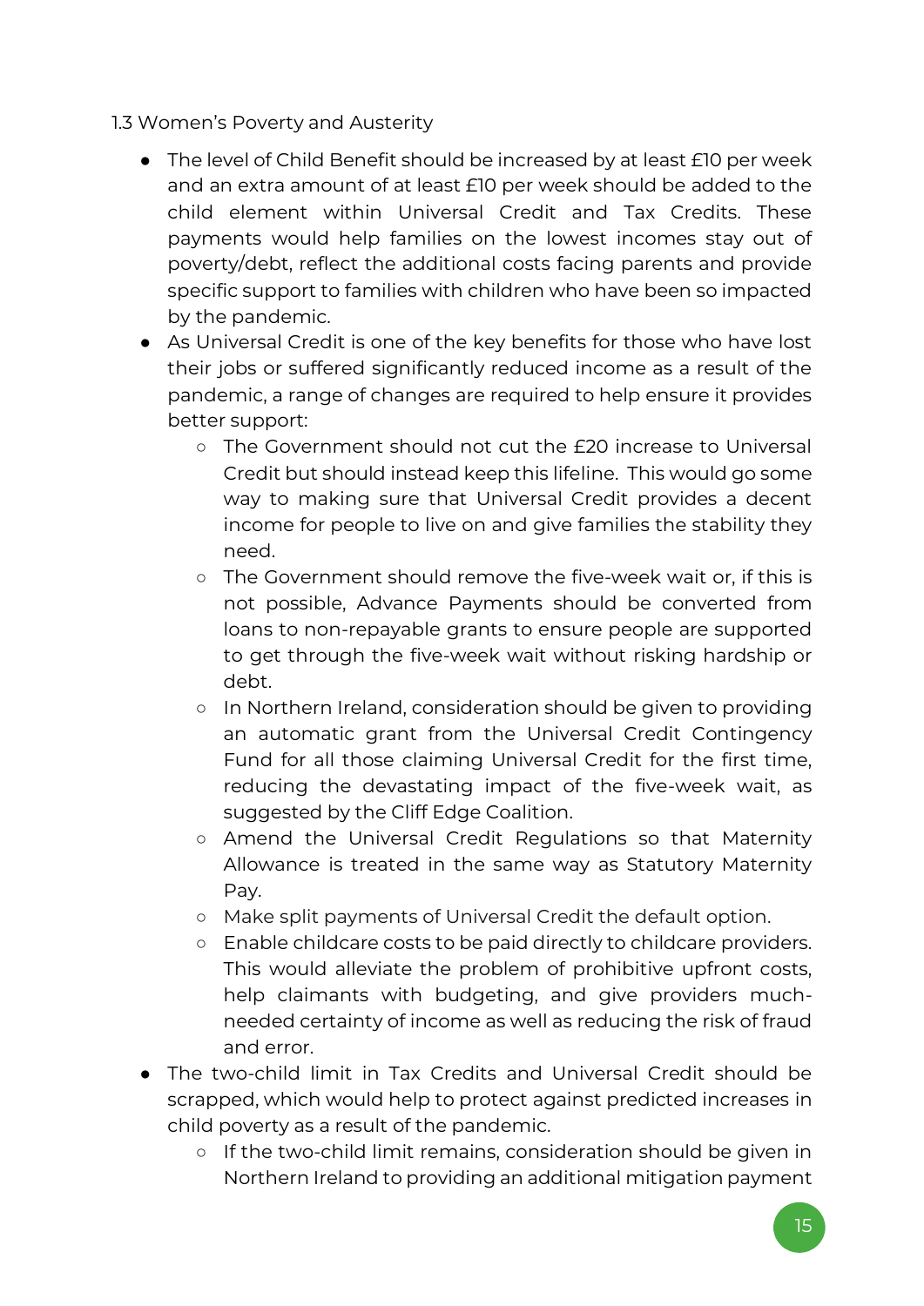### 1.3 Women's Poverty and Austerity

- The level of Child Benefit should be increased by at least £10 per week and an extra amount of at least £10 per week should be added to the child element within Universal Credit and Tax Credits. These payments would help families on the lowest incomes stay out of poverty/debt, reflect the additional costs facing parents and provide specific support to families with children who have been so impacted by the pandemic.
- As Universal Credit is one of the key benefits for those who have lost their jobs or suffered significantly reduced income as a result of the pandemic, a range of changes are required to help ensure it provides better support:
  - The Government should not cut the £20 increase to Universal Credit but should instead keep this lifeline. This would go some way to making sure that Universal Credit provides a decent income for people to live on and give families the stability they need.
  - The Government should remove the five-week wait or, if this is not possible, Advance Payments should be converted from loans to non-repayable grants to ensure people are supported to get through the five-week wait without risking hardship or debt.
  - In Northern Ireland, consideration should be given to providing an automatic grant from the Universal Credit Contingency Fund for all those claiming Universal Credit for the first time, reducing the devastating impact of the five-week wait, as suggested by the Cliff Edge Coalition.
  - Amend the Universal Credit Regulations so that Maternity Allowance is treated in the same way as Statutory Maternity Pay.
  - Make split payments of Universal Credit the default option.
  - Enable childcare costs to be paid directly to childcare providers. This would alleviate the problem of prohibitive upfront costs, help claimants with budgeting, and give providers much-needed certainty of income as well as reducing the risk of fraud and error.
- The two-child limit in Tax Credits and Universal Credit should be scrapped, which would help to protect against predicted increases in child poverty as a result of the pandemic.
  - If the two-child limit remains, consideration should be given in Northern Ireland to providing an additional mitigation payment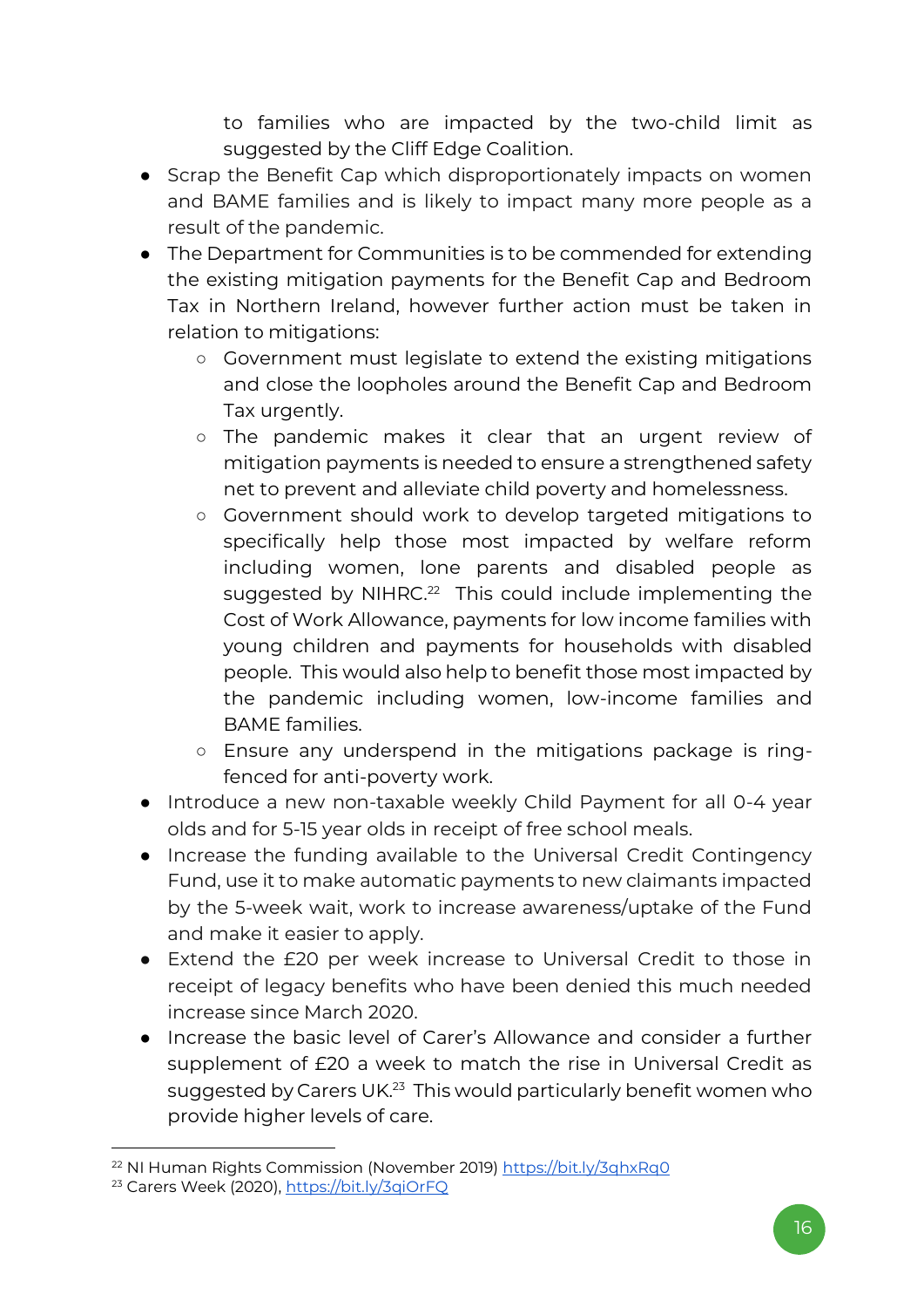to families who are impacted by the two-child limit as suggested by the Cliff Edge Coalition.

- Scrap the Benefit Cap which disproportionately impacts on women and BAME families and is likely to impact many more people as a result of the pandemic.
- The Department for Communities is to be commended for extending the existing mitigation payments for the Benefit Cap and Bedroom Tax in Northern Ireland, however further action must be taken in relation to mitigations:
    - Government must legislate to extend the existing mitigations and close the loopholes around the Benefit Cap and Bedroom Tax urgently.
    - The pandemic makes it clear that an urgent review of mitigation payments is needed to ensure a strengthened safety net to prevent and alleviate child poverty and homelessness.
    - Government should work to develop targeted mitigations to specifically help those most impacted by welfare reform including women, lone parents and disabled people as suggested by NIHRC.[22] This could include implementing the Cost of Work Allowance, payments for low income families with young children and payments for households with disabled people. This would also help to benefit those most impacted by the pandemic including women, low-income families and BAME families.
    - Ensure any underspend in the mitigations package is ring-fenced for anti-poverty work.
- Introduce a new non-taxable weekly Child Payment for all 0-4 year olds and for 5-15 year olds in receipt of free school meals.
- Increase the funding available to the Universal Credit Contingency Fund, use it to make automatic payments to new claimants impacted by the 5-week wait, work to increase awareness/uptake of the Fund and make it easier to apply.
- Extend the £20 per week increase to Universal Credit to those in receipt of legacy benefits who have been denied this much needed increase since March 2020.
- Increase the basic level of Carer's Allowance and consider a further supplement of £20 a week to match the rise in Universal Credit as suggested by Carers UK.[23] This would particularly benefit women who provide higher levels of care.

[22] NI Human Rights Commission (November 2019) https://bit.ly/3qhxRq0

[23] Carers Week (2020), https://bit.ly/3qiOrFQ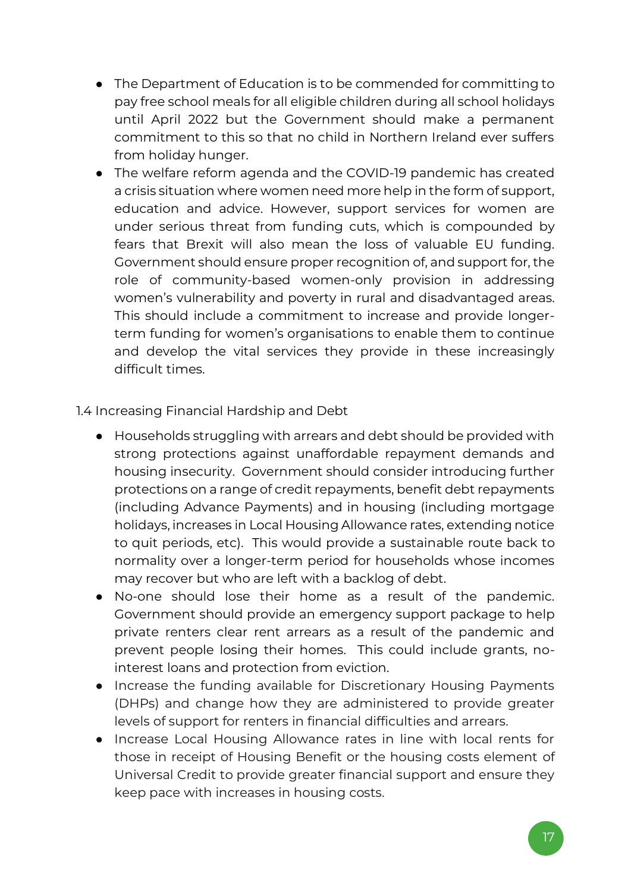- The Department of Education is to be commended for committing to pay free school meals for all eligible children during all school holidays until April 2022 but the Government should make a permanent commitment to this so that no child in Northern Ireland ever suffers from holiday hunger.
- The welfare reform agenda and the COVID-19 pandemic has created a crisis situation where women need more help in the form of support, education and advice. However, support services for women are under serious threat from funding cuts, which is compounded by fears that Brexit will also mean the loss of valuable EU funding. Government should ensure proper recognition of, and support for, the role of community-based women-only provision in addressing women's vulnerability and poverty in rural and disadvantaged areas. This should include a commitment to increase and provide longer-term funding for women's organisations to enable them to continue and develop the vital services they provide in these increasingly difficult times.

### 1.4 Increasing Financial Hardship and Debt

- Households struggling with arrears and debt should be provided with strong protections against unaffordable repayment demands and housing insecurity. Government should consider introducing further protections on a range of credit repayments, benefit debt repayments (including Advance Payments) and in housing (including mortgage holidays, increases in Local Housing Allowance rates, extending notice to quit periods, etc). This would provide a sustainable route back to normality over a longer-term period for households whose incomes may recover but who are left with a backlog of debt.
- No-one should lose their home as a result of the pandemic. Government should provide an emergency support package to help private renters clear rent arrears as a result of the pandemic and prevent people losing their homes. This could include grants, no-interest loans and protection from eviction.
- Increase the funding available for Discretionary Housing Payments (DHPs) and change how they are administered to provide greater levels of support for renters in financial difficulties and arrears.
- Increase Local Housing Allowance rates in line with local rents for those in receipt of Housing Benefit or the housing costs element of Universal Credit to provide greater financial support and ensure they keep pace with increases in housing costs.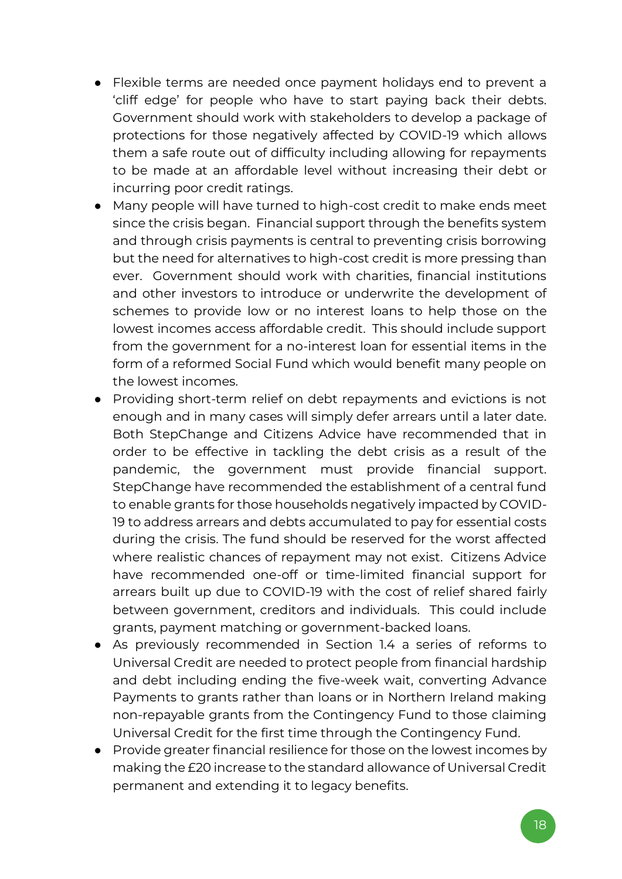- Flexible terms are needed once payment holidays end to prevent a 'cliff edge' for people who have to start paying back their debts. Government should work with stakeholders to develop a package of protections for those negatively affected by COVID-19 which allows them a safe route out of difficulty including allowing for repayments to be made at an affordable level without increasing their debt or incurring poor credit ratings.
- Many people will have turned to high-cost credit to make ends meet since the crisis began. Financial support through the benefits system and through crisis payments is central to preventing crisis borrowing but the need for alternatives to high-cost credit is more pressing than ever. Government should work with charities, financial institutions and other investors to introduce or underwrite the development of schemes to provide low or no interest loans to help those on the lowest incomes access affordable credit. This should include support from the government for a no-interest loan for essential items in the form of a reformed Social Fund which would benefit many people on the lowest incomes.
- Providing short-term relief on debt repayments and evictions is not enough and in many cases will simply defer arrears until a later date. Both StepChange and Citizens Advice have recommended that in order to be effective in tackling the debt crisis as a result of the pandemic, the government must provide financial support. StepChange have recommended the establishment of a central fund to enable grants for those households negatively impacted by COVID-19 to address arrears and debts accumulated to pay for essential costs during the crisis. The fund should be reserved for the worst affected where realistic chances of repayment may not exist. Citizens Advice have recommended one-off or time-limited financial support for arrears built up due to COVID-19 with the cost of relief shared fairly between government, creditors and individuals. This could include grants, payment matching or government-backed loans.
- As previously recommended in Section 1.4 a series of reforms to Universal Credit are needed to protect people from financial hardship and debt including ending the five-week wait, converting Advance Payments to grants rather than loans or in Northern Ireland making non-repayable grants from the Contingency Fund to those claiming Universal Credit for the first time through the Contingency Fund.
- Provide greater financial resilience for those on the lowest incomes by making the £20 increase to the standard allowance of Universal Credit permanent and extending it to legacy benefits.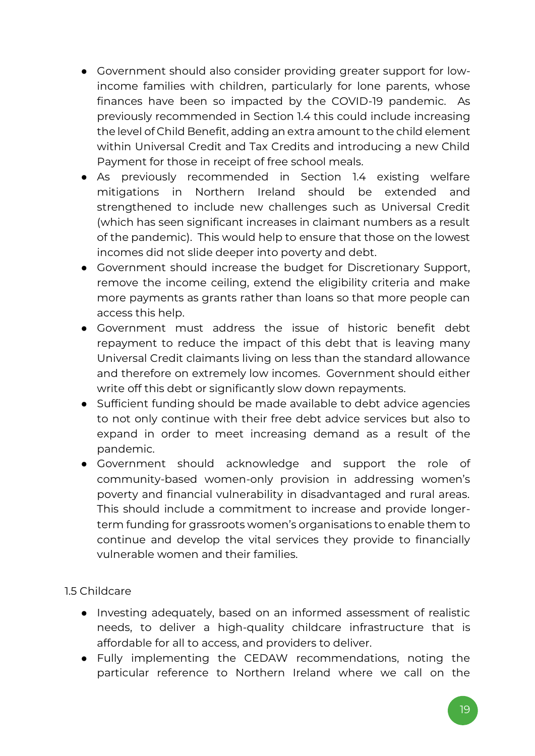- Government should also consider providing greater support for low-income families with children, particularly for lone parents, whose finances have been so impacted by the COVID-19 pandemic. As previously recommended in Section 1.4 this could include increasing the level of Child Benefit, adding an extra amount to the child element within Universal Credit and Tax Credits and introducing a new Child Payment for those in receipt of free school meals.
- As previously recommended in Section 1.4 existing welfare mitigations in Northern Ireland should be extended and strengthened to include new challenges such as Universal Credit (which has seen significant increases in claimant numbers as a result of the pandemic). This would help to ensure that those on the lowest incomes did not slide deeper into poverty and debt.
- Government should increase the budget for Discretionary Support, remove the income ceiling, extend the eligibility criteria and make more payments as grants rather than loans so that more people can access this help.
- Government must address the issue of historic benefit debt repayment to reduce the impact of this debt that is leaving many Universal Credit claimants living on less than the standard allowance and therefore on extremely low incomes. Government should either write off this debt or significantly slow down repayments.
- Sufficient funding should be made available to debt advice agencies to not only continue with their free debt advice services but also to expand in order to meet increasing demand as a result of the pandemic.
- Government should acknowledge and support the role of community-based women-only provision in addressing women's poverty and financial vulnerability in disadvantaged and rural areas. This should include a commitment to increase and provide longer-term funding for grassroots women's organisations to enable them to continue and develop the vital services they provide to financially vulnerable women and their families.

1.5 Childcare

- Investing adequately, based on an informed assessment of realistic needs, to deliver a high-quality childcare infrastructure that is affordable for all to access, and providers to deliver.
- Fully implementing the CEDAW recommendations, noting the particular reference to Northern Ireland where we call on the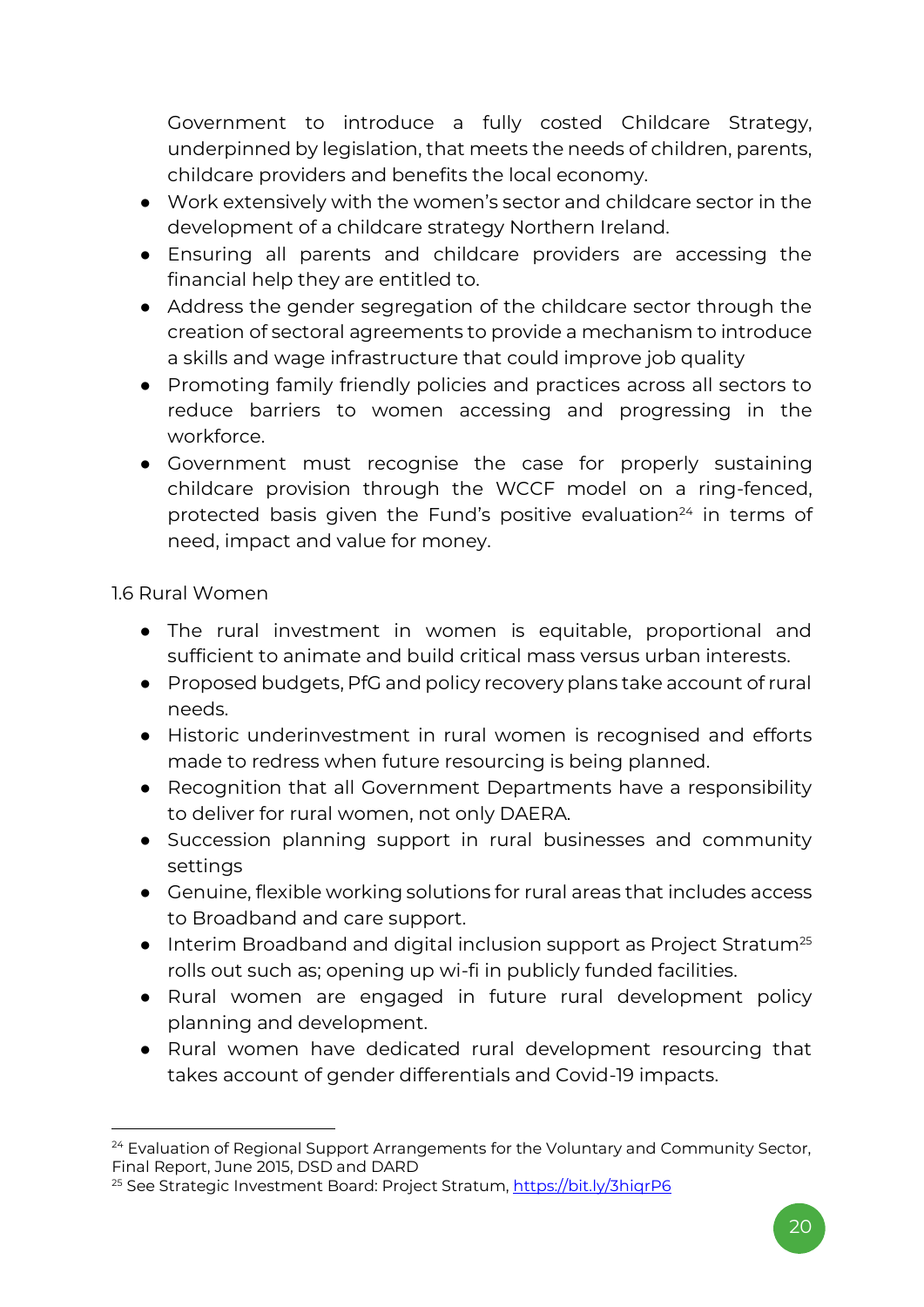Government to introduce a fully costed Childcare Strategy, underpinned by legislation, that meets the needs of children, parents, childcare providers and benefits the local economy.

- Work extensively with the women's sector and childcare sector in the development of a childcare strategy Northern Ireland.
- Ensuring all parents and childcare providers are accessing the financial help they are entitled to.
- Address the gender segregation of the childcare sector through the creation of sectoral agreements to provide a mechanism to introduce a skills and wage infrastructure that could improve job quality
- Promoting family friendly policies and practices across all sectors to reduce barriers to women accessing and progressing in the workforce.
- Government must recognise the case for properly sustaining childcare provision through the WCCF model on a ring-fenced, protected basis given the Fund's positive evaluation[24] in terms of need, impact and value for money.

1.6 Rural Women

- The rural investment in women is equitable, proportional and sufficient to animate and build critical mass versus urban interests.
- Proposed budgets, PfG and policy recovery plans take account of rural needs.
- Historic underinvestment in rural women is recognised and efforts made to redress when future resourcing is being planned.
- Recognition that all Government Departments have a responsibility to deliver for rural women, not only DAERA.
- Succession planning support in rural businesses and community settings
- Genuine, flexible working solutions for rural areas that includes access to Broadband and care support.
- Interim Broadband and digital inclusion support as Project Stratum[25] rolls out such as; opening up wi-fi in publicly funded facilities.
- Rural women are engaged in future rural development policy planning and development.
- Rural women have dedicated rural development resourcing that takes account of gender differentials and Covid-19 impacts.

---

[24] Evaluation of Regional Support Arrangements for the Voluntary and Community Sector, Final Report, June 2015, DSD and DARD

[25] See Strategic Investment Board: Project Stratum, https://bit.ly/3hiqrP6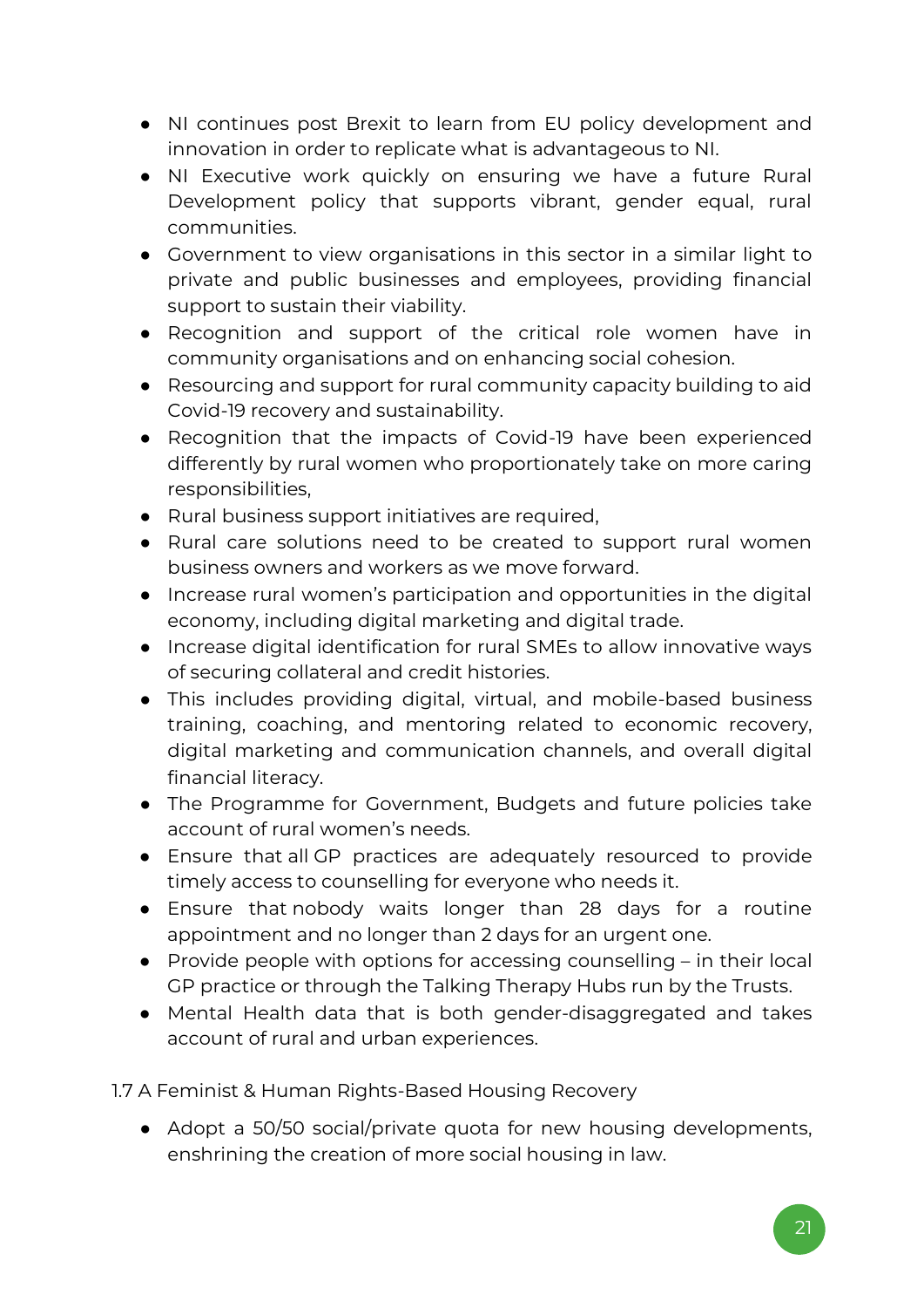- NI continues post Brexit to learn from EU policy development and innovation in order to replicate what is advantageous to NI.
- NI Executive work quickly on ensuring we have a future Rural Development policy that supports vibrant, gender equal, rural communities.
- Government to view organisations in this sector in a similar light to private and public businesses and employees, providing financial support to sustain their viability.
- Recognition and support of the critical role women have in community organisations and on enhancing social cohesion.
- Resourcing and support for rural community capacity building to aid Covid-19 recovery and sustainability.
- Recognition that the impacts of Covid-19 have been experienced differently by rural women who proportionately take on more caring responsibilities,
- Rural business support initiatives are required,
- Rural care solutions need to be created to support rural women business owners and workers as we move forward.
- Increase rural women's participation and opportunities in the digital economy, including digital marketing and digital trade.
- Increase digital identification for rural SMEs to allow innovative ways of securing collateral and credit histories.
- This includes providing digital, virtual, and mobile-based business training, coaching, and mentoring related to economic recovery, digital marketing and communication channels, and overall digital financial literacy.
- The Programme for Government, Budgets and future policies take account of rural women's needs.
- Ensure that all GP practices are adequately resourced to provide timely access to counselling for everyone who needs it.
- Ensure that nobody waits longer than 28 days for a routine appointment and no longer than 2 days for an urgent one.
- Provide people with options for accessing counselling – in their local GP practice or through the Talking Therapy Hubs run by the Trusts.
- Mental Health data that is both gender-disaggregated and takes account of rural and urban experiences.

### 1.7 A Feminist & Human Rights-Based Housing Recovery

- Adopt a 50/50 social/private quota for new housing developments, enshrining the creation of more social housing in law.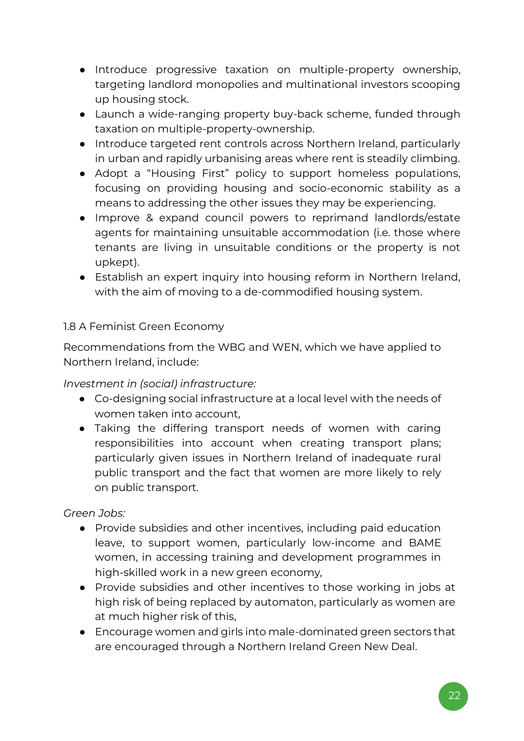- Introduce progressive taxation on multiple-property ownership, targeting landlord monopolies and multinational investors scooping up housing stock.
- Launch a wide-ranging property buy-back scheme, funded through taxation on multiple-property-ownership.
- Introduce targeted rent controls across Northern Ireland, particularly in urban and rapidly urbanising areas where rent is steadily climbing.
- Adopt a "Housing First" policy to support homeless populations, focusing on providing housing and socio-economic stability as a means to addressing the other issues they may be experiencing.
- Improve & expand council powers to reprimand landlords/estate agents for maintaining unsuitable accommodation (i.e. those where tenants are living in unsuitable conditions or the property is not upkept).
- Establish an expert inquiry into housing reform in Northern Ireland, with the aim of moving to a de-commodified housing system.

### 1.8 A Feminist Green Economy

Recommendations from the WBG and WEN, which we have applied to Northern Ireland, include:

*Investment in (social) infrastructure:*

- Co-designing social infrastructure at a local level with the needs of women taken into account,
- Taking the differing transport needs of women with caring responsibilities into account when creating transport plans; particularly given issues in Northern Ireland of inadequate rural public transport and the fact that women are more likely to rely on public transport.

*Green Jobs:*

- Provide subsidies and other incentives, including paid education leave, to support women, particularly low-income and BAME women, in accessing training and development programmes in high-skilled work in a new green economy,
- Provide subsidies and other incentives to those working in jobs at high risk of being replaced by automaton, particularly as women are at much higher risk of this,
- Encourage women and girls into male-dominated green sectors that are encouraged through a Northern Ireland Green New Deal.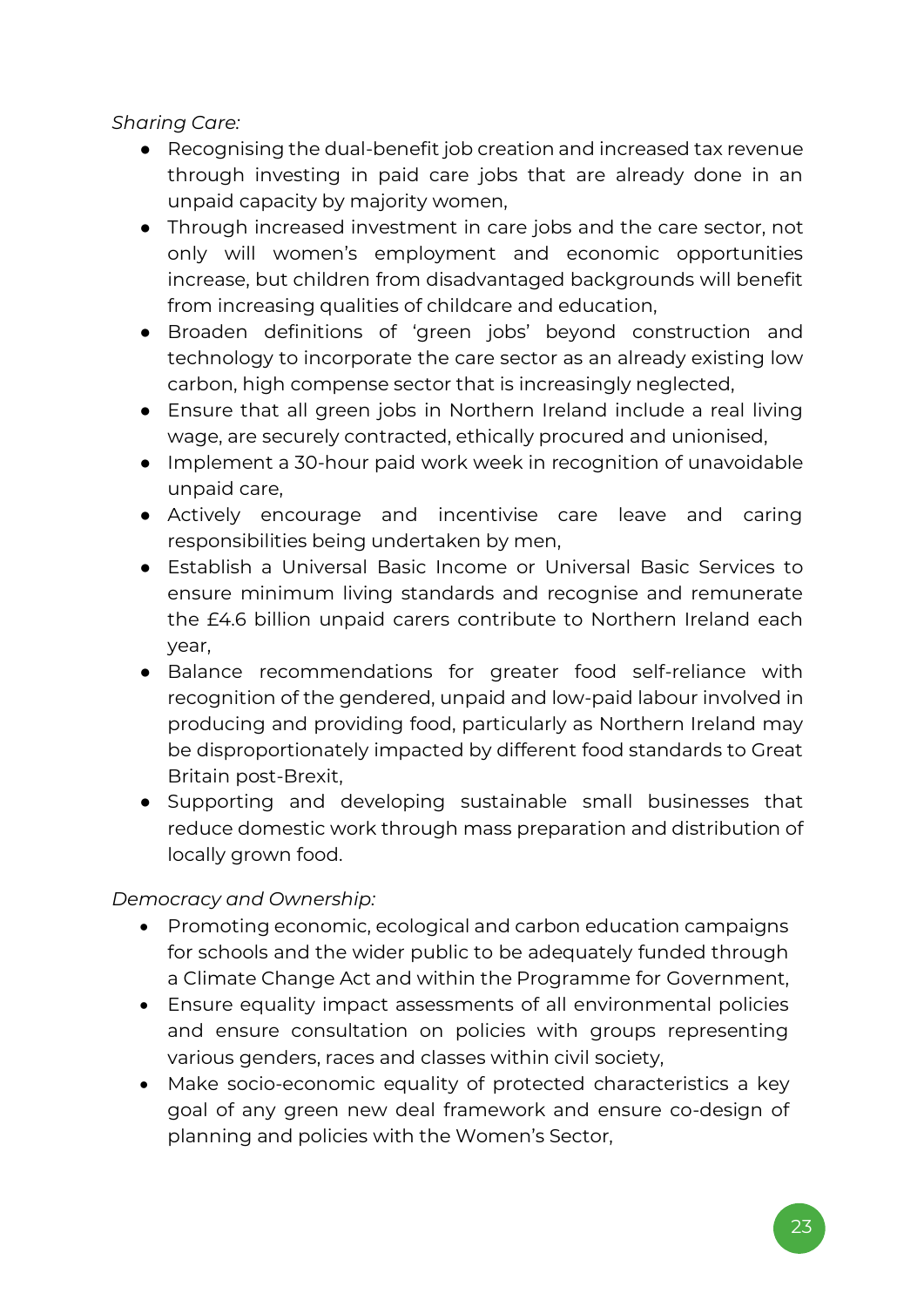*Sharing Care:*

- Recognising the dual-benefit job creation and increased tax revenue through investing in paid care jobs that are already done in an unpaid capacity by majority women,
- Through increased investment in care jobs and the care sector, not only will women's employment and economic opportunities increase, but children from disadvantaged backgrounds will benefit from increasing qualities of childcare and education,
- Broaden definitions of 'green jobs' beyond construction and technology to incorporate the care sector as an already existing low carbon, high compense sector that is increasingly neglected,
- Ensure that all green jobs in Northern Ireland include a real living wage, are securely contracted, ethically procured and unionised,
- Implement a 30-hour paid work week in recognition of unavoidable unpaid care,
- Actively encourage and incentivise care leave and caring responsibilities being undertaken by men,
- Establish a Universal Basic Income or Universal Basic Services to ensure minimum living standards and recognise and remunerate the £4.6 billion unpaid carers contribute to Northern Ireland each year,
- Balance recommendations for greater food self-reliance with recognition of the gendered, unpaid and low-paid labour involved in producing and providing food, particularly as Northern Ireland may be disproportionately impacted by different food standards to Great Britain post-Brexit,
- Supporting and developing sustainable small businesses that reduce domestic work through mass preparation and distribution of locally grown food.

*Democracy and Ownership:*

- Promoting economic, ecological and carbon education campaigns for schools and the wider public to be adequately funded through a Climate Change Act and within the Programme for Government,
- Ensure equality impact assessments of all environmental policies and ensure consultation on policies with groups representing various genders, races and classes within civil society,
- Make socio-economic equality of protected characteristics a key goal of any green new deal framework and ensure co-design of planning and policies with the Women's Sector,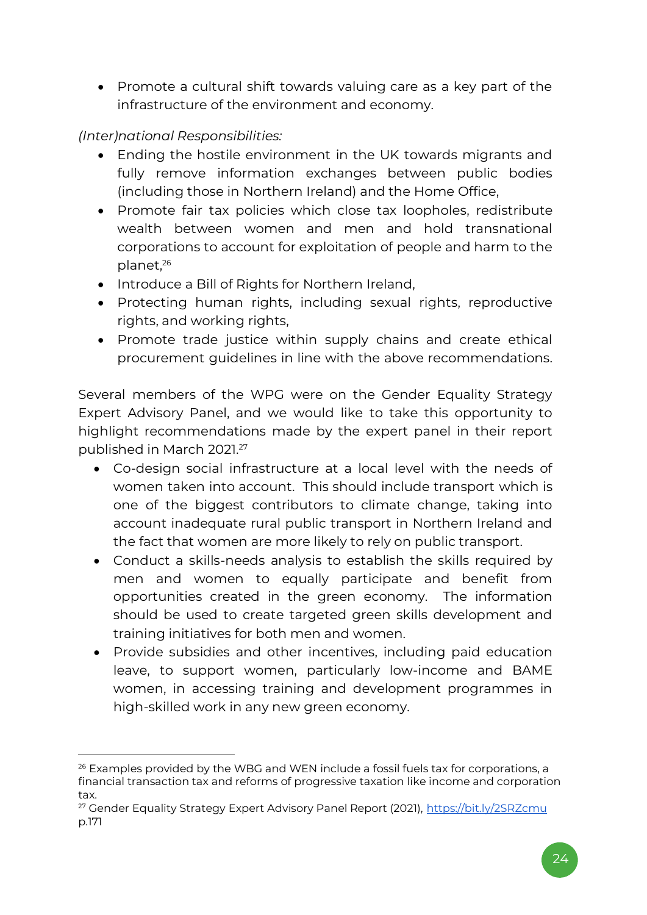- Promote a cultural shift towards valuing care as a key part of the infrastructure of the environment and economy.

*(Inter)national Responsibilities:*

- Ending the hostile environment in the UK towards migrants and fully remove information exchanges between public bodies (including those in Northern Ireland) and the Home Office,
- Promote fair tax policies which close tax loopholes, redistribute wealth between women and men and hold transnational corporations to account for exploitation of people and harm to the planet,[26]
- Introduce a Bill of Rights for Northern Ireland,
- Protecting human rights, including sexual rights, reproductive rights, and working rights,
- Promote trade justice within supply chains and create ethical procurement guidelines in line with the above recommendations.

Several members of the WPG were on the Gender Equality Strategy Expert Advisory Panel, and we would like to take this opportunity to highlight recommendations made by the expert panel in their report published in March 2021.[27]

- Co-design social infrastructure at a local level with the needs of women taken into account. This should include transport which is one of the biggest contributors to climate change, taking into account inadequate rural public transport in Northern Ireland and the fact that women are more likely to rely on public transport.
- Conduct a skills-needs analysis to establish the skills required by men and women to equally participate and benefit from opportunities created in the green economy. The information should be used to create targeted green skills development and training initiatives for both men and women.
- Provide subsidies and other incentives, including paid education leave, to support women, particularly low-income and BAME women, in accessing training and development programmes in high-skilled work in any new green economy.

---

[26] Examples provided by the WBG and WEN include a fossil fuels tax for corporations, a financial transaction tax and reforms of progressive taxation like income and corporation tax.

[27] Gender Equality Strategy Expert Advisory Panel Report (2021), https://bit.ly/2SRZcmu p.171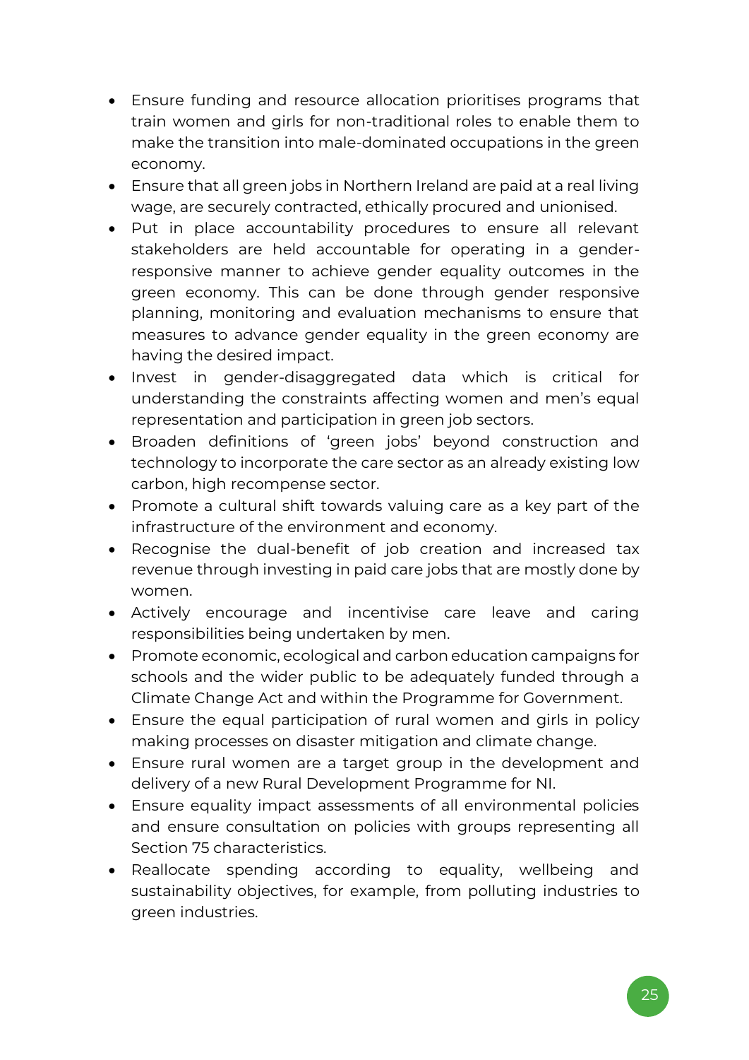- Ensure funding and resource allocation prioritises programs that train women and girls for non-traditional roles to enable them to make the transition into male-dominated occupations in the green economy.
- Ensure that all green jobs in Northern Ireland are paid at a real living wage, are securely contracted, ethically procured and unionised.
- Put in place accountability procedures to ensure all relevant stakeholders are held accountable for operating in a gender-responsive manner to achieve gender equality outcomes in the green economy. This can be done through gender responsive planning, monitoring and evaluation mechanisms to ensure that measures to advance gender equality in the green economy are having the desired impact.
- Invest in gender-disaggregated data which is critical for understanding the constraints affecting women and men's equal representation and participation in green job sectors.
- Broaden definitions of 'green jobs' beyond construction and technology to incorporate the care sector as an already existing low carbon, high recompense sector.
- Promote a cultural shift towards valuing care as a key part of the infrastructure of the environment and economy.
- Recognise the dual-benefit of job creation and increased tax revenue through investing in paid care jobs that are mostly done by women.
- Actively encourage and incentivise care leave and caring responsibilities being undertaken by men.
- Promote economic, ecological and carbon education campaigns for schools and the wider public to be adequately funded through a Climate Change Act and within the Programme for Government.
- Ensure the equal participation of rural women and girls in policy making processes on disaster mitigation and climate change.
- Ensure rural women are a target group in the development and delivery of a new Rural Development Programme for NI.
- Ensure equality impact assessments of all environmental policies and ensure consultation on policies with groups representing all Section 75 characteristics.
- Reallocate spending according to equality, wellbeing and sustainability objectives, for example, from polluting industries to green industries.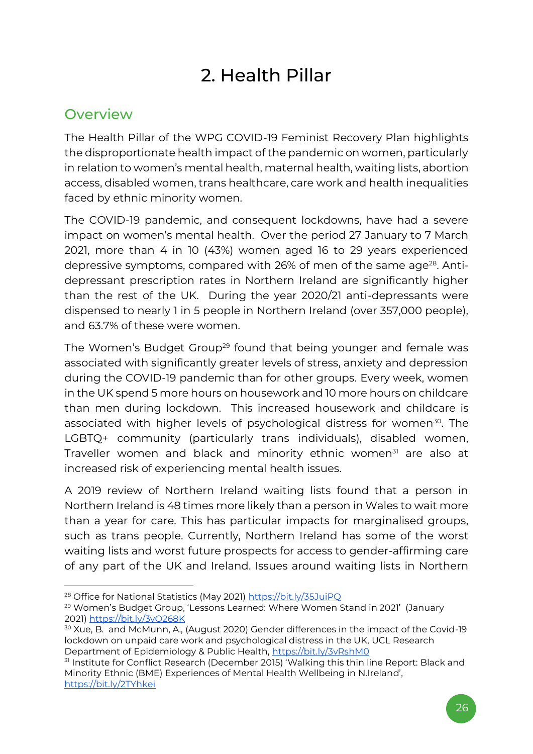# 2. Health Pillar

## Overview

The Health Pillar of the WPG COVID-19 Feminist Recovery Plan highlights the disproportionate health impact of the pandemic on women, particularly in relation to women's mental health, maternal health, waiting lists, abortion access, disabled women, trans healthcare, care work and health inequalities faced by ethnic minority women.

The COVID-19 pandemic, and consequent lockdowns, have had a severe impact on women's mental health. Over the period 27 January to 7 March 2021, more than 4 in 10 (43%) women aged 16 to 29 years experienced depressive symptoms, compared with 26% of men of the same age[28]. Anti-depressant prescription rates in Northern Ireland are significantly higher than the rest of the UK. During the year 2020/21 anti-depressants were dispensed to nearly 1 in 5 people in Northern Ireland (over 357,000 people), and 63.7% of these were women.

The Women's Budget Group[29] found that being younger and female was associated with significantly greater levels of stress, anxiety and depression during the COVID-19 pandemic than for other groups. Every week, women in the UK spend 5 more hours on housework and 10 more hours on childcare than men during lockdown. This increased housework and childcare is associated with higher levels of psychological distress for women[30]. The LGBTQ+ community (particularly trans individuals), disabled women, Traveller women and black and minority ethnic women[31] are also at increased risk of experiencing mental health issues.

A 2019 review of Northern Ireland waiting lists found that a person in Northern Ireland is 48 times more likely than a person in Wales to wait more than a year for care. This has particular impacts for marginalised groups, such as trans people. Currently, Northern Ireland has some of the worst waiting lists and worst future prospects for access to gender-affirming care of any part of the UK and Ireland. Issues around waiting lists in Northern

---

[28] Office for National Statistics (May 2021) https://bit.ly/35JuiPQ

[29] Women's Budget Group, 'Lessons Learned: Where Women Stand in 2021' (January 2021) https://bit.ly/3vQ268K

[30] Xue, B. and McMunn, A., (August 2020) Gender differences in the impact of the Covid-19 lockdown on unpaid care work and psychological distress in the UK, UCL Research Department of Epidemiology & Public Health, https://bit.ly/3vRshM0

[31] Institute for Conflict Research (December 2015) 'Walking this thin line Report: Black and Minority Ethnic (BME) Experiences of Mental Health Wellbeing in N.Ireland', https://bit.ly/2TYhkei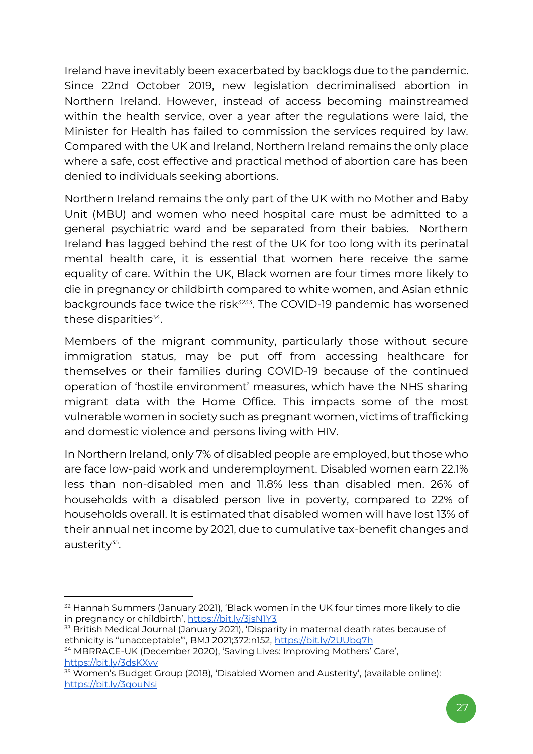Ireland have inevitably been exacerbated by backlogs due to the pandemic. Since 22nd October 2019, new legislation decriminalised abortion in Northern Ireland. However, instead of access becoming mainstreamed within the health service, over a year after the regulations were laid, the Minister for Health has failed to commission the services required by law. Compared with the UK and Ireland, Northern Ireland remains the only place where a safe, cost effective and practical method of abortion care has been denied to individuals seeking abortions.

Northern Ireland remains the only part of the UK with no Mother and Baby Unit (MBU) and women who need hospital care must be admitted to a general psychiatric ward and be separated from their babies. Northern Ireland has lagged behind the rest of the UK for too long with its perinatal mental health care, it is essential that women here receive the same equality of care. Within the UK, Black women are four times more likely to die in pregnancy or childbirth compared to white women, and Asian ethnic backgrounds face twice the risk[32][33]. The COVID-19 pandemic has worsened these disparities[34].

Members of the migrant community, particularly those without secure immigration status, may be put off from accessing healthcare for themselves or their families during COVID-19 because of the continued operation of 'hostile environment' measures, which have the NHS sharing migrant data with the Home Office. This impacts some of the most vulnerable women in society such as pregnant women, victims of trafficking and domestic violence and persons living with HIV.

In Northern Ireland, only 7% of disabled people are employed, but those who are face low-paid work and underemployment. Disabled women earn 22.1% less than non-disabled men and 11.8% less than disabled men. 26% of households with a disabled person live in poverty, compared to 22% of households overall. It is estimated that disabled women will have lost 13% of their annual net income by 2021, due to cumulative tax-benefit changes and austerity[35].

---

[32] Hannah Summers (January 2021), 'Black women in the UK four times more likely to die in pregnancy or childbirth', https://bit.ly/3jsN1Y3

[33] British Medical Journal (January 2021), 'Disparity in maternal death rates because of ethnicity is "unacceptable"', BMJ 2021;372:n152, https://bit.ly/2UUbg7h

[34] MBRRACE-UK (December 2020), 'Saving Lives: Improving Mothers' Care', https://bit.ly/3dsKXvv

[35] Women's Budget Group (2018), 'Disabled Women and Austerity', (available online): https://bit.ly/3qouNsi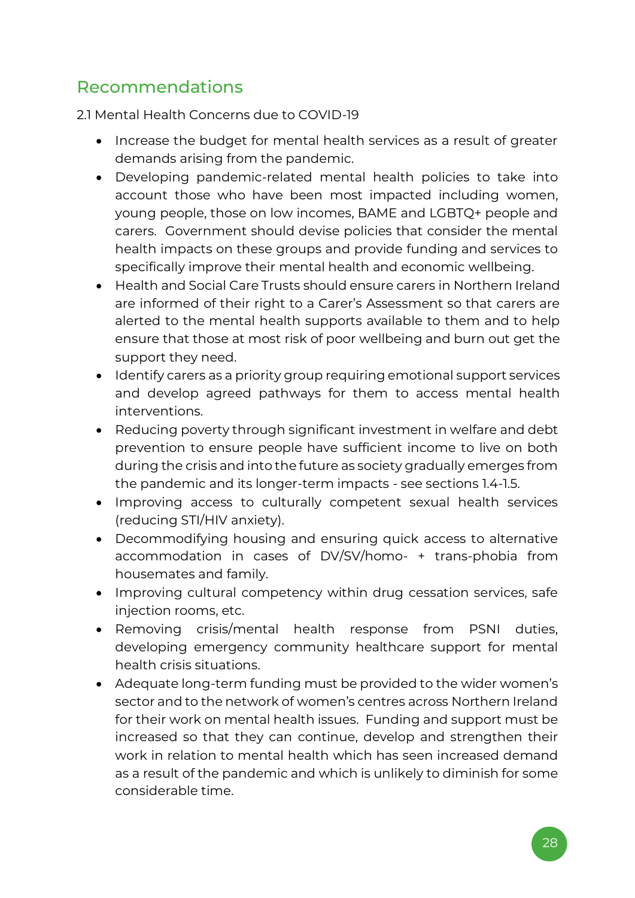## Recommendations

2.1 Mental Health Concerns due to COVID-19

- Increase the budget for mental health services as a result of greater demands arising from the pandemic.
- Developing pandemic-related mental health policies to take into account those who have been most impacted including women, young people, those on low incomes, BAME and LGBTQ+ people and carers. Government should devise policies that consider the mental health impacts on these groups and provide funding and services to specifically improve their mental health and economic wellbeing.
- Health and Social Care Trusts should ensure carers in Northern Ireland are informed of their right to a Carer's Assessment so that carers are alerted to the mental health supports available to them and to help ensure that those at most risk of poor wellbeing and burn out get the support they need.
- Identify carers as a priority group requiring emotional support services and develop agreed pathways for them to access mental health interventions.
- Reducing poverty through significant investment in welfare and debt prevention to ensure people have sufficient income to live on both during the crisis and into the future as society gradually emerges from the pandemic and its longer-term impacts - see sections 1.4-1.5.
- Improving access to culturally competent sexual health services (reducing STI/HIV anxiety).
- Decommodifying housing and ensuring quick access to alternative accommodation in cases of DV/SV/homo- + trans-phobia from housemates and family.
- Improving cultural competency within drug cessation services, safe injection rooms, etc.
- Removing crisis/mental health response from PSNI duties, developing emergency community healthcare support for mental health crisis situations.
- Adequate long-term funding must be provided to the wider women's sector and to the network of women's centres across Northern Ireland for their work on mental health issues. Funding and support must be increased so that they can continue, develop and strengthen their work in relation to mental health which has seen increased demand as a result of the pandemic and which is unlikely to diminish for some considerable time.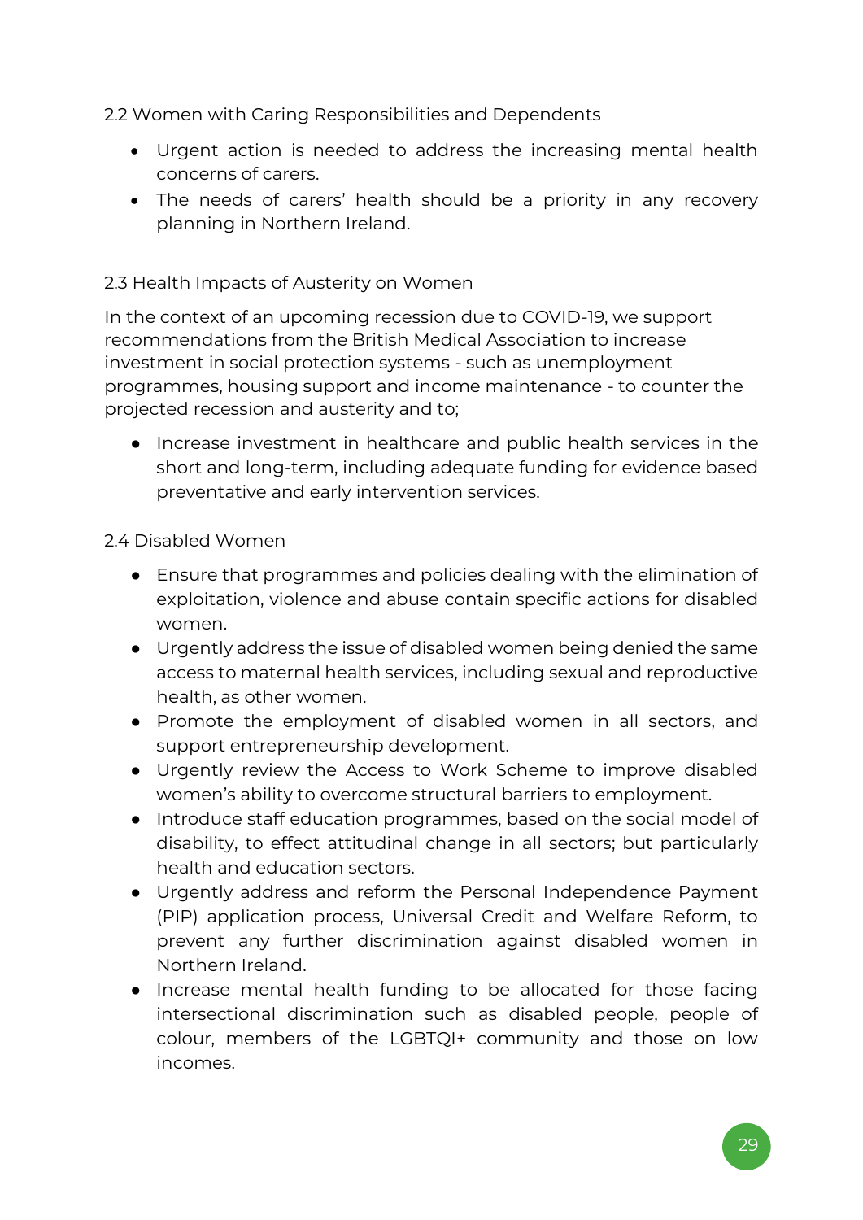### 2.2 Women with Caring Responsibilities and Dependents

- Urgent action is needed to address the increasing mental health concerns of carers.
- The needs of carers' health should be a priority in any recovery planning in Northern Ireland.

### 2.3 Health Impacts of Austerity on Women

In the context of an upcoming recession due to COVID-19, we support recommendations from the British Medical Association to increase investment in social protection systems - such as unemployment programmes, housing support and income maintenance - to counter the projected recession and austerity and to;

- Increase investment in healthcare and public health services in the short and long-term, including adequate funding for evidence based preventative and early intervention services.

### 2.4 Disabled Women

- Ensure that programmes and policies dealing with the elimination of exploitation, violence and abuse contain specific actions for disabled women.
- Urgently address the issue of disabled women being denied the same access to maternal health services, including sexual and reproductive health, as other women.
- Promote the employment of disabled women in all sectors, and support entrepreneurship development.
- Urgently review the Access to Work Scheme to improve disabled women's ability to overcome structural barriers to employment.
- Introduce staff education programmes, based on the social model of disability, to effect attitudinal change in all sectors; but particularly health and education sectors.
- Urgently address and reform the Personal Independence Payment (PIP) application process, Universal Credit and Welfare Reform, to prevent any further discrimination against disabled women in Northern Ireland.
- Increase mental health funding to be allocated for those facing intersectional discrimination such as disabled people, people of colour, members of the LGBTQI+ community and those on low incomes.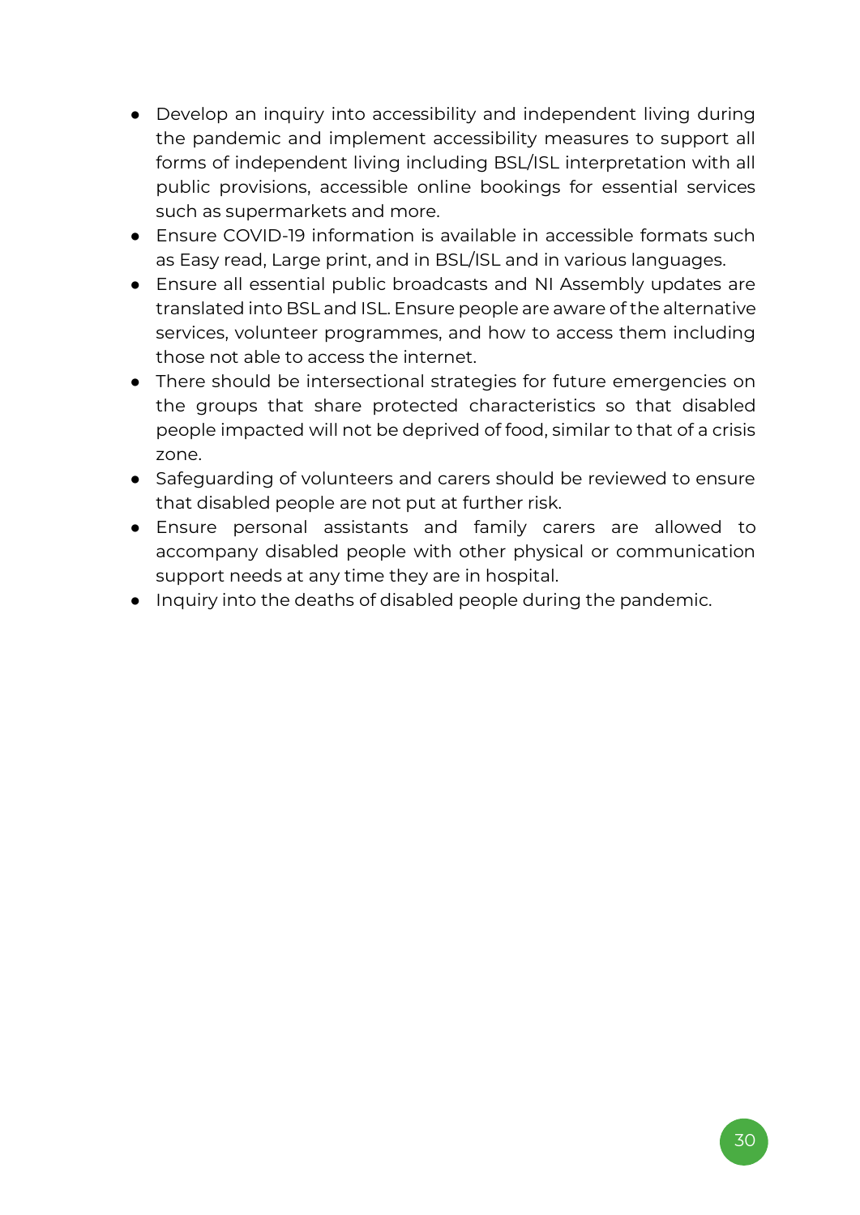- Develop an inquiry into accessibility and independent living during the pandemic and implement accessibility measures to support all forms of independent living including BSL/ISL interpretation with all public provisions, accessible online bookings for essential services such as supermarkets and more.
- Ensure COVID-19 information is available in accessible formats such as Easy read, Large print, and in BSL/ISL and in various languages.
- Ensure all essential public broadcasts and NI Assembly updates are translated into BSL and ISL. Ensure people are aware of the alternative services, volunteer programmes, and how to access them including those not able to access the internet.
- There should be intersectional strategies for future emergencies on the groups that share protected characteristics so that disabled people impacted will not be deprived of food, similar to that of a crisis zone.
- Safeguarding of volunteers and carers should be reviewed to ensure that disabled people are not put at further risk.
- Ensure personal assistants and family carers are allowed to accompany disabled people with other physical or communication support needs at any time they are in hospital.
- Inquiry into the deaths of disabled people during the pandemic.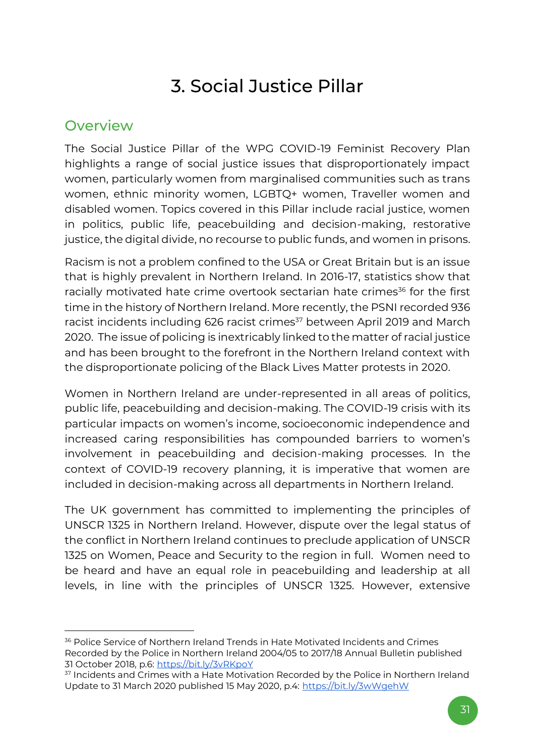# 3. Social Justice Pillar

## Overview

The Social Justice Pillar of the WPG COVID-19 Feminist Recovery Plan highlights a range of social justice issues that disproportionately impact women, particularly women from marginalised communities such as trans women, ethnic minority women, LGBTQ+ women, Traveller women and disabled women. Topics covered in this Pillar include racial justice, women in politics, public life, peacebuilding and decision-making, restorative justice, the digital divide, no recourse to public funds, and women in prisons.

Racism is not a problem confined to the USA or Great Britain but is an issue that is highly prevalent in Northern Ireland. In 2016-17, statistics show that racially motivated hate crime overtook sectarian hate crimes[36] for the first time in the history of Northern Ireland. More recently, the PSNI recorded 936 racist incidents including 626 racist crimes[37] between April 2019 and March 2020. The issue of policing is inextricably linked to the matter of racial justice and has been brought to the forefront in the Northern Ireland context with the disproportionate policing of the Black Lives Matter protests in 2020.

Women in Northern Ireland are under-represented in all areas of politics, public life, peacebuilding and decision-making. The COVID-19 crisis with its particular impacts on women's income, socioeconomic independence and increased caring responsibilities has compounded barriers to women's involvement in peacebuilding and decision-making processes. In the context of COVID-19 recovery planning, it is imperative that women are included in decision-making across all departments in Northern Ireland.

The UK government has committed to implementing the principles of UNSCR 1325 in Northern Ireland. However, dispute over the legal status of the conflict in Northern Ireland continues to preclude application of UNSCR 1325 on Women, Peace and Security to the region in full. Women need to be heard and have an equal role in peacebuilding and leadership at all levels, in line with the principles of UNSCR 1325. However, extensive

---

[36] Police Service of Northern Ireland Trends in Hate Motivated Incidents and Crimes Recorded by the Police in Northern Ireland 2004/05 to 2017/18 Annual Bulletin published 31 October 2018, p.6: https://bit.ly/3vRKpoY

[37] Incidents and Crimes with a Hate Motivation Recorded by the Police in Northern Ireland Update to 31 March 2020 published 15 May 2020, p.4: https://bit.ly/3wWgehW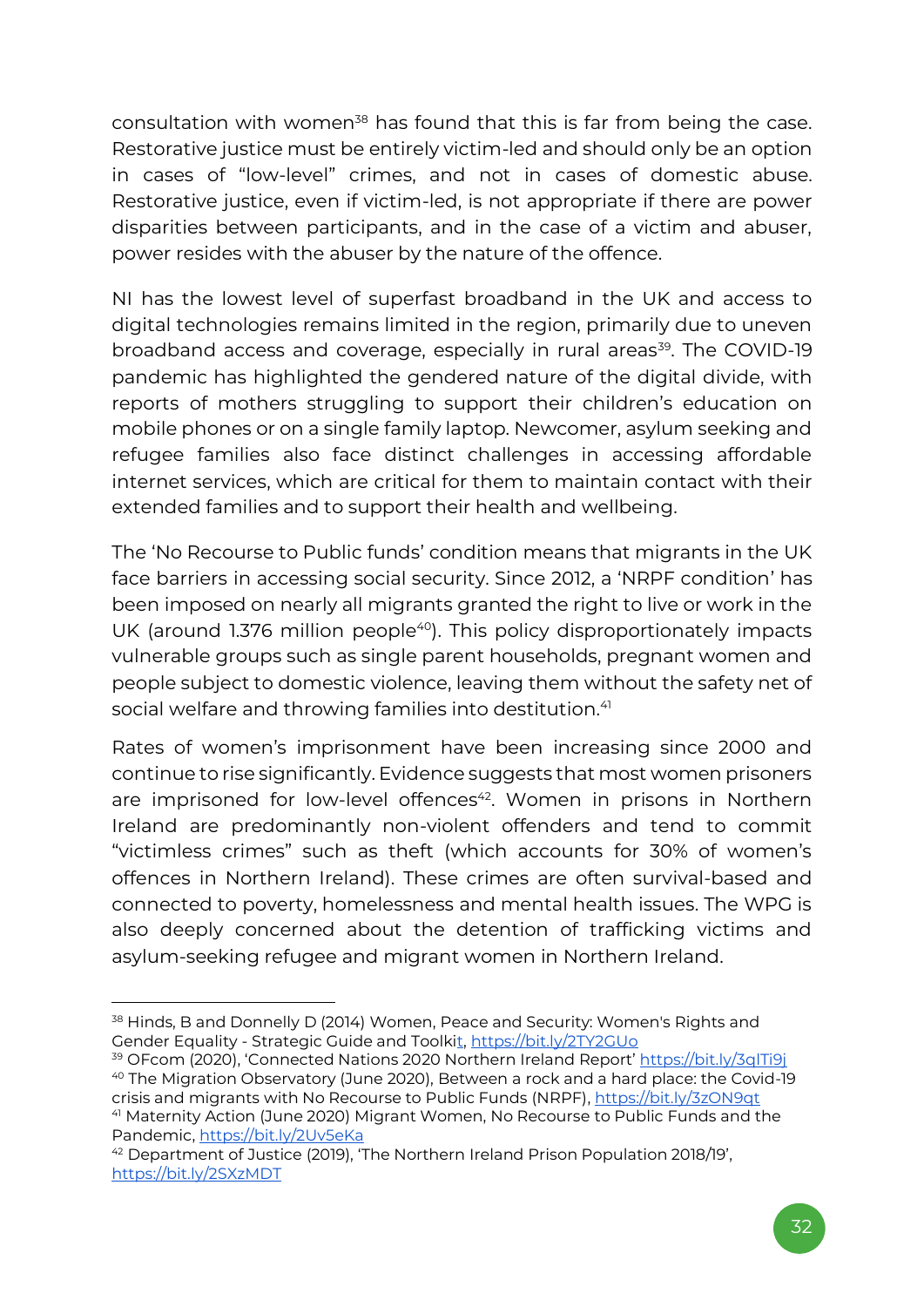consultation with women[38] has found that this is far from being the case. Restorative justice must be entirely victim-led and should only be an option in cases of "low-level" crimes, and not in cases of domestic abuse. Restorative justice, even if victim-led, is not appropriate if there are power disparities between participants, and in the case of a victim and abuser, power resides with the abuser by the nature of the offence.

NI has the lowest level of superfast broadband in the UK and access to digital technologies remains limited in the region, primarily due to uneven broadband access and coverage, especially in rural areas[39]. The COVID-19 pandemic has highlighted the gendered nature of the digital divide, with reports of mothers struggling to support their children's education on mobile phones or on a single family laptop. Newcomer, asylum seeking and refugee families also face distinct challenges in accessing affordable internet services, which are critical for them to maintain contact with their extended families and to support their health and wellbeing.

The 'No Recourse to Public funds' condition means that migrants in the UK face barriers in accessing social security. Since 2012, a 'NRPF condition' has been imposed on nearly all migrants granted the right to live or work in the UK (around 1.376 million people[40]). This policy disproportionately impacts vulnerable groups such as single parent households, pregnant women and people subject to domestic violence, leaving them without the safety net of social welfare and throwing families into destitution.[41]

Rates of women's imprisonment have been increasing since 2000 and continue to rise significantly. Evidence suggests that most women prisoners are imprisoned for low-level offences[42]. Women in prisons in Northern Ireland are predominantly non-violent offenders and tend to commit "victimless crimes" such as theft (which accounts for 30% of women's offences in Northern Ireland). These crimes are often survival-based and connected to poverty, homelessness and mental health issues. The WPG is also deeply concerned about the detention of trafficking victims and asylum-seeking refugee and migrant women in Northern Ireland.

---

[38] Hinds, B and Donnelly D (2014) Women, Peace and Security: Women's Rights and Gender Equality - Strategic Guide and Toolkit, https://bit.ly/2TY2GUo

[39] OFcom (2020), 'Connected Nations 2020 Northern Ireland Report' https://bit.ly/3qITi9j

[40] The Migration Observatory (June 2020), Between a rock and a hard place: the Covid-19 crisis and migrants with No Recourse to Public Funds (NRPF), https://bit.ly/3zON9qt

[41] Maternity Action (June 2020) Migrant Women, No Recourse to Public Funds and the Pandemic, https://bit.ly/2Uv5eKa

[42] Department of Justice (2019), 'The Northern Ireland Prison Population 2018/19', https://bit.ly/2SXzMDT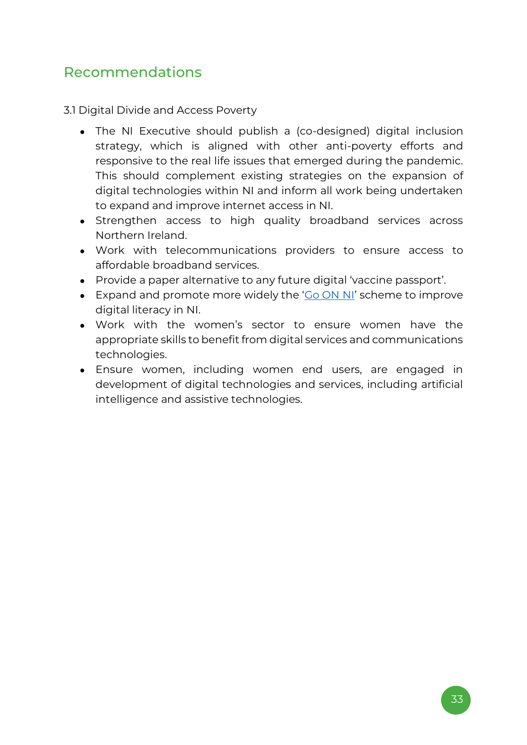## Recommendations

3.1 Digital Divide and Access Poverty

- The NI Executive should publish a (co-designed) digital inclusion strategy, which is aligned with other anti-poverty efforts and responsive to the real life issues that emerged during the pandemic. This should complement existing strategies on the expansion of digital technologies within NI and inform all work being undertaken to expand and improve internet access in NI.
- Strengthen access to high quality broadband services across Northern Ireland.
- Work with telecommunications providers to ensure access to affordable broadband services.
- Provide a paper alternative to any future digital 'vaccine passport'.
- Expand and promote more widely the 'Go ON NI' scheme to improve digital literacy in NI.
- Work with the women's sector to ensure women have the appropriate skills to benefit from digital services and communications technologies.
- Ensure women, including women end users, are engaged in development of digital technologies and services, including artificial intelligence and assistive technologies.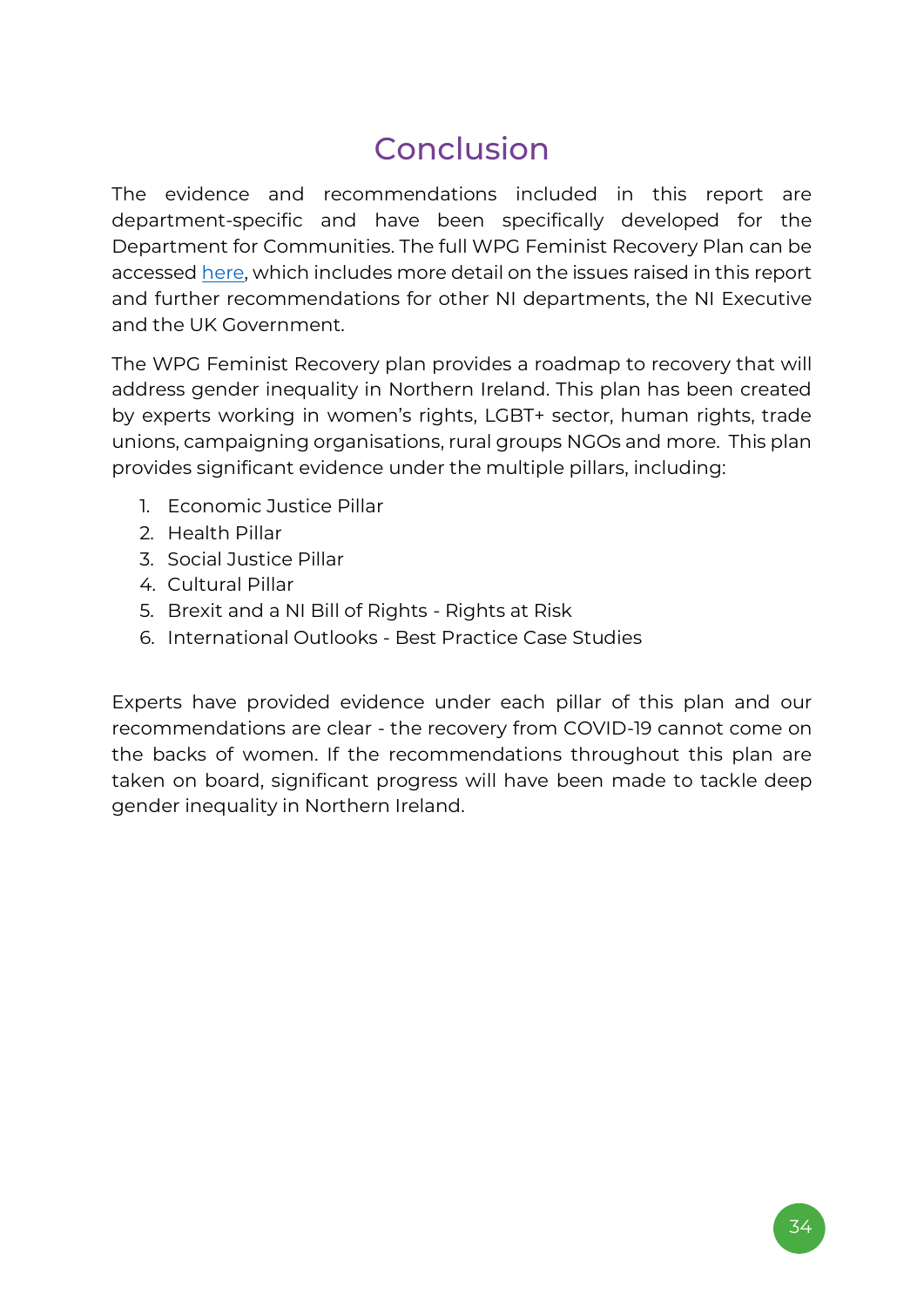# Conclusion

The evidence and recommendations included in this report are department-specific and have been specifically developed for the Department for Communities. The full WPG Feminist Recovery Plan can be accessed here, which includes more detail on the issues raised in this report and further recommendations for other NI departments, the NI Executive and the UK Government.

The WPG Feminist Recovery plan provides a roadmap to recovery that will address gender inequality in Northern Ireland. This plan has been created by experts working in women's rights, LGBT+ sector, human rights, trade unions, campaigning organisations, rural groups NGOs and more. This plan provides significant evidence under the multiple pillars, including:

1. Economic Justice Pillar
2. Health Pillar
3. Social Justice Pillar
4. Cultural Pillar
5. Brexit and a NI Bill of Rights - Rights at Risk
6. International Outlooks - Best Practice Case Studies

Experts have provided evidence under each pillar of this plan and our recommendations are clear - the recovery from COVID-19 cannot come on the backs of women. If the recommendations throughout this plan are taken on board, significant progress will have been made to tackle deep gender inequality in Northern Ireland.